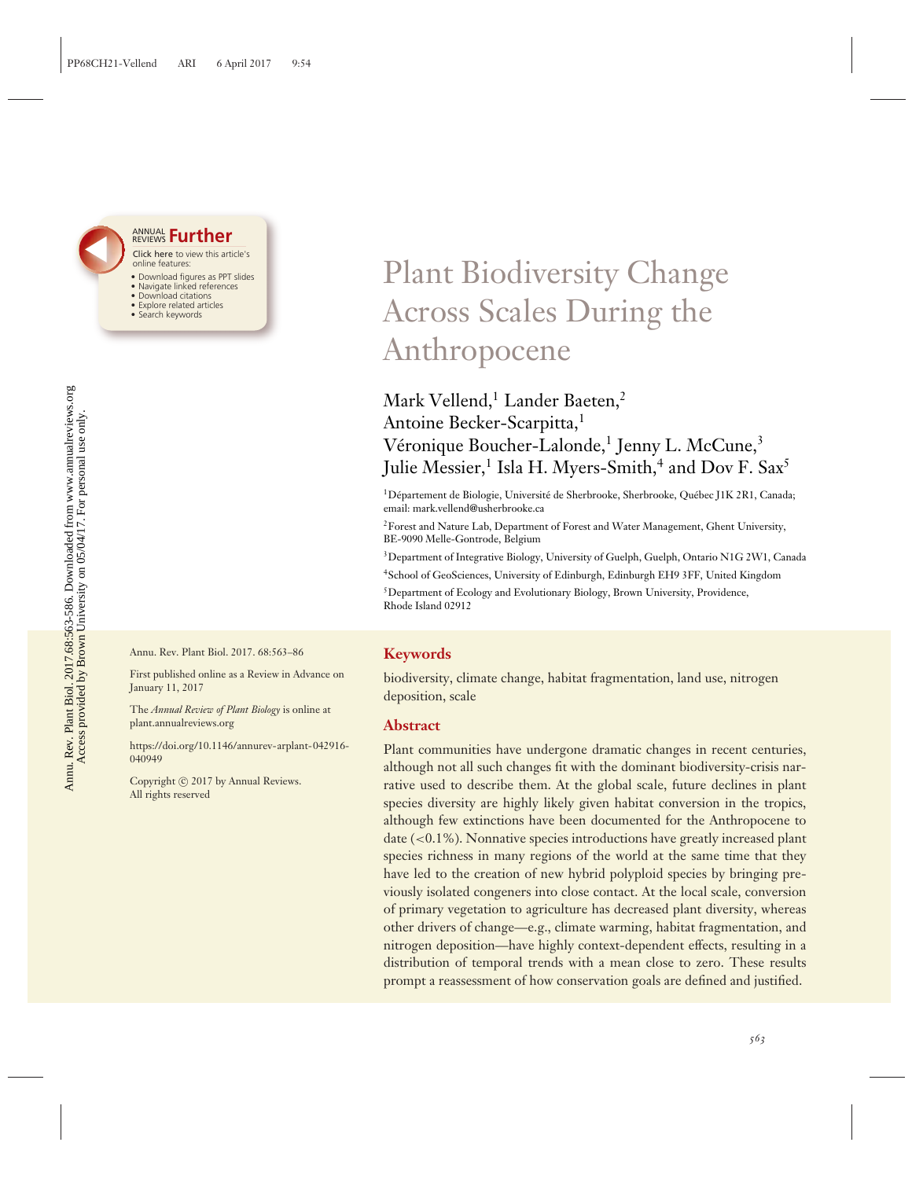# Plant Biodiversity Change Across Scales During the Anthropocene

Mark Vellend,[1] Lander Baeten,[2] Antoine Becker-Scarpitta,[1] Véronique Boucher-Lalonde,[1] Jenny L. McCune,[3] Julie Messier,[1] Isla H. Myers-Smith,[4] and Dov F. Sax[5]

[1]Département de Biologie, Université de Sherbrooke, Sherbrooke, Québec J1K 2R1, Canada; email: mark.vellend@usherbrooke.ca

[2]Forest and Nature Lab, Department of Forest and Water Management, Ghent University, BE-9090 Melle-Gontrode, Belgium

[3]Department of Integrative Biology, University of Guelph, Guelph, Ontario N1G 2W1, Canada

[4]School of GeoSciences, University of Edinburgh, Edinburgh EH9 3FF, United Kingdom

[5]Department of Ecology and Evolutionary Biology, Brown University, Providence, Rhode Island 02912

Annu. Rev. Plant Biol. 2017. 68:563–86

First published online as a Review in Advance on January 11, 2017

The *Annual Review of Plant Biology* is online at plant.annualreviews.org

https://doi.org/10.1146/annurev-arplant-042916-040949

Copyright © 2017 by Annual Reviews. All rights reserved

## Keywords

biodiversity, climate change, habitat fragmentation, land use, nitrogen deposition, scale

## Abstract

Plant communities have undergone dramatic changes in recent centuries, although not all such changes fit with the dominant biodiversity-crisis narrative used to describe them. At the global scale, future declines in plant species diversity are highly likely given habitat conversion in the tropics, although few extinctions have been documented for the Anthropocene to date (<0.1%). Nonnative species introductions have greatly increased plant species richness in many regions of the world at the same time that they have led to the creation of new hybrid polyploid species by bringing previously isolated congeners into close contact. At the local scale, conversion of primary vegetation to agriculture has decreased plant diversity, whereas other drivers of change—e.g., climate warming, habitat fragmentation, and nitrogen deposition—have highly context-dependent effects, resulting in a distribution of temporal trends with a mean close to zero. These results prompt a reassessment of how conservation goals are defined and justified.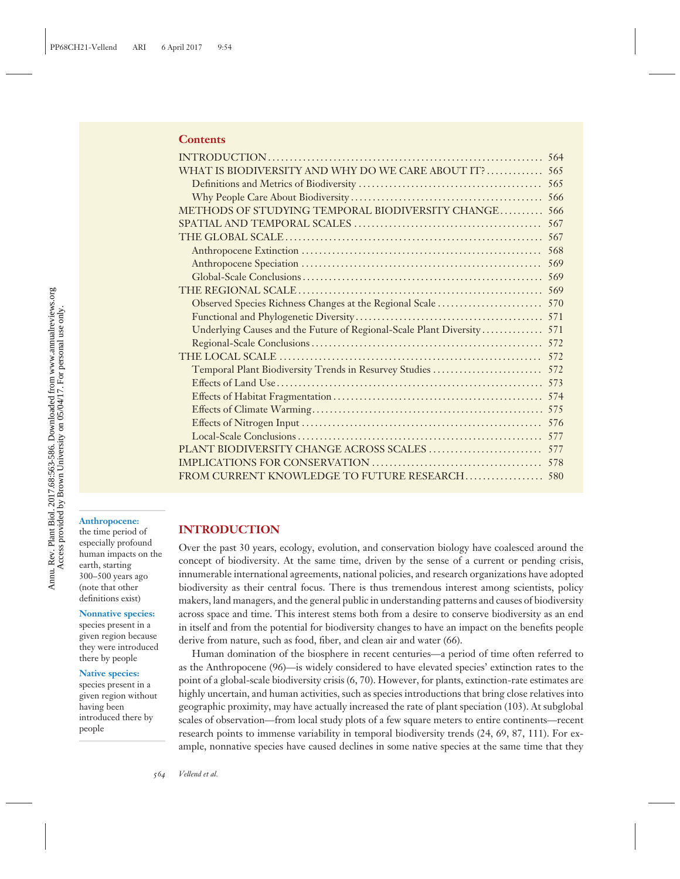## Contents

| | |
|---|---|
| INTRODUCTION | 564 |
| WHAT IS BIODIVERSITY AND WHY DO WE CARE ABOUT IT? | 565 |
| Definitions and Metrics of Biodiversity | 565 |
| Why People Care About Biodiversity | 566 |
| METHODS OF STUDYING TEMPORAL BIODIVERSITY CHANGE | 566 |
| SPATIAL AND TEMPORAL SCALES | 567 |
| THE GLOBAL SCALE | 567 |
| Anthropocene Extinction | 568 |
| Anthropocene Speciation | 569 |
| Global-Scale Conclusions | 569 |
| THE REGIONAL SCALE | 569 |
| Observed Species Richness Changes at the Regional Scale | 570 |
| Functional and Phylogenetic Diversity | 571 |
| Underlying Causes and the Future of Regional-Scale Plant Diversity | 571 |
| Regional-Scale Conclusions | 572 |
| THE LOCAL SCALE | 572 |
| Temporal Plant Biodiversity Trends in Resurvey Studies | 572 |
| Effects of Land Use | 573 |
| Effects of Habitat Fragmentation | 574 |
| Effects of Climate Warming | 575 |
| Effects of Nitrogen Input | 576 |
| Local-Scale Conclusions | 577 |
| PLANT BIODIVERSITY CHANGE ACROSS SCALES | 577 |
| IMPLICATIONS FOR CONSERVATION | 578 |
| FROM CURRENT KNOWLEDGE TO FUTURE RESEARCH | 580 |

**Anthropocene:** the time period of especially profound human impacts on the earth, starting 300–500 years ago (note that other definitions exist)

**Nonnative species:** species present in a given region because they were introduced there by people

**Native species:** species present in a given region without having been introduced there by people

## INTRODUCTION

Over the past 30 years, ecology, evolution, and conservation biology have coalesced around the concept of biodiversity. At the same time, driven by the sense of a current or pending crisis, innumerable international agreements, national policies, and research organizations have adopted biodiversity as their central focus. There is thus tremendous interest among scientists, policy makers, land managers, and the general public in understanding patterns and causes of biodiversity across space and time. This interest stems both from a desire to conserve biodiversity as an end in itself and from the potential for biodiversity changes to have an impact on the benefits people derive from nature, such as food, fiber, and clean air and water (66).

Human domination of the biosphere in recent centuries—a period of time often referred to as the Anthropocene (96)—is widely considered to have elevated species' extinction rates to the point of a global-scale biodiversity crisis (6, 70). However, for plants, extinction-rate estimates are highly uncertain, and human activities, such as species introductions that bring close relatives into geographic proximity, may have actually increased the rate of plant speciation (103). At subglobal scales of observation—from local study plots of a few square meters to entire continents—recent research points to immense variability in temporal biodiversity trends (24, 69, 87, 111). For example, nonnative species have caused declines in some native species at the same time that they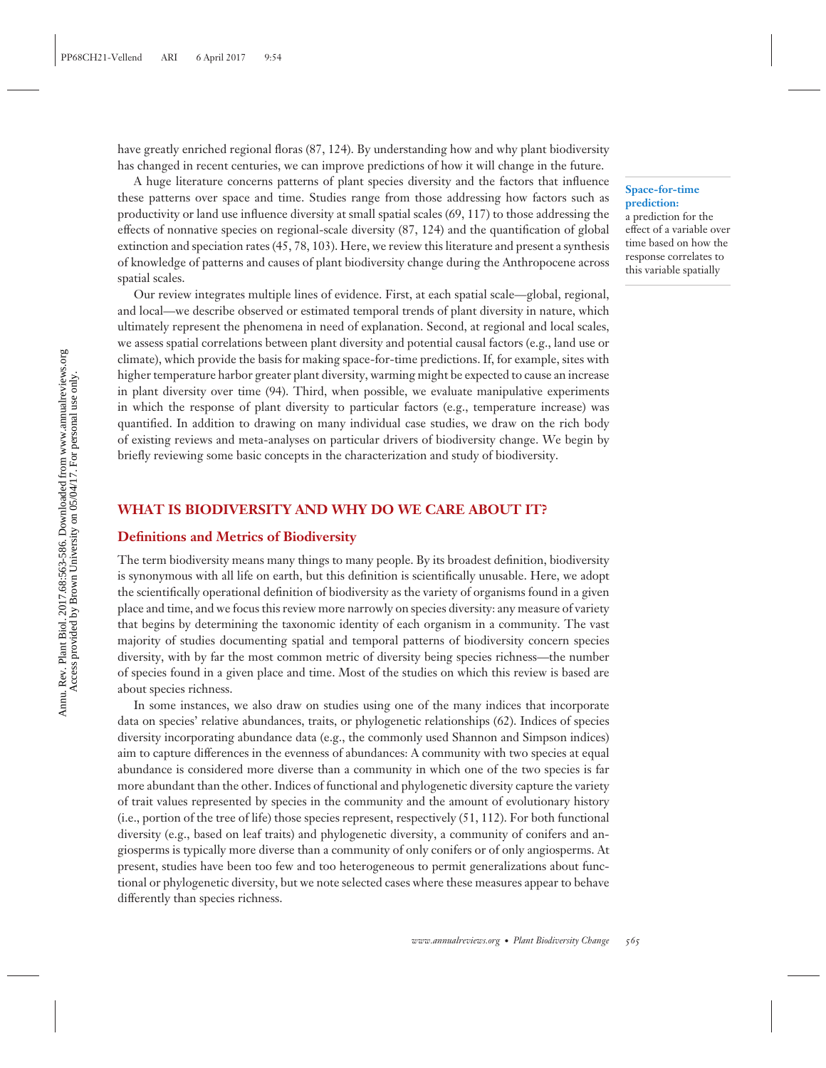have greatly enriched regional floras (87, 124). By understanding how and why plant biodiversity has changed in recent centuries, we can improve predictions of how it will change in the future.

A huge literature concerns patterns of plant species diversity and the factors that influence these patterns over space and time. Studies range from those addressing how factors such as productivity or land use influence diversity at small spatial scales (69, 117) to those addressing the effects of nonnative species on regional-scale diversity (87, 124) and the quantification of global extinction and speciation rates (45, 78, 103). Here, we review this literature and present a synthesis of knowledge of patterns and causes of plant biodiversity change during the Anthropocene across spatial scales.

**Space-for-time prediction:** a prediction for the effect of a variable over time based on how the response correlates to this variable spatially

Our review integrates multiple lines of evidence. First, at each spatial scale—global, regional, and local—we describe observed or estimated temporal trends of plant diversity in nature, which ultimately represent the phenomena in need of explanation. Second, at regional and local scales, we assess spatial correlations between plant diversity and potential causal factors (e.g., land use or climate), which provide the basis for making space-for-time predictions. If, for example, sites with higher temperature harbor greater plant diversity, warming might be expected to cause an increase in plant diversity over time (94). Third, when possible, we evaluate manipulative experiments in which the response of plant diversity to particular factors (e.g., temperature increase) was quantified. In addition to drawing on many individual case studies, we draw on the rich body of existing reviews and meta-analyses on particular drivers of biodiversity change. We begin by briefly reviewing some basic concepts in the characterization and study of biodiversity.

## WHAT IS BIODIVERSITY AND WHY DO WE CARE ABOUT IT?

### Definitions and Metrics of Biodiversity

The term biodiversity means many things to many people. By its broadest definition, biodiversity is synonymous with all life on earth, but this definition is scientifically unusable. Here, we adopt the scientifically operational definition of biodiversity as the variety of organisms found in a given place and time, and we focus this review more narrowly on species diversity: any measure of variety that begins by determining the taxonomic identity of each organism in a community. The vast majority of studies documenting spatial and temporal patterns of biodiversity concern species diversity, with by far the most common metric of diversity being species richness—the number of species found in a given place and time. Most of the studies on which this review is based are about species richness.

In some instances, we also draw on studies using one of the many indices that incorporate data on species' relative abundances, traits, or phylogenetic relationships (62). Indices of species diversity incorporating abundance data (e.g., the commonly used Shannon and Simpson indices) aim to capture differences in the evenness of abundances: A community with two species at equal abundance is considered more diverse than a community in which one of the two species is far more abundant than the other. Indices of functional and phylogenetic diversity capture the variety of trait values represented by species in the community and the amount of evolutionary history (i.e., portion of the tree of life) those species represent, respectively (51, 112). For both functional diversity (e.g., based on leaf traits) and phylogenetic diversity, a community of conifers and angiosperms is typically more diverse than a community of only conifers or of only angiosperms. At present, studies have been too few and too heterogeneous to permit generalizations about functional or phylogenetic diversity, but we note selected cases where these measures appear to behave differently than species richness.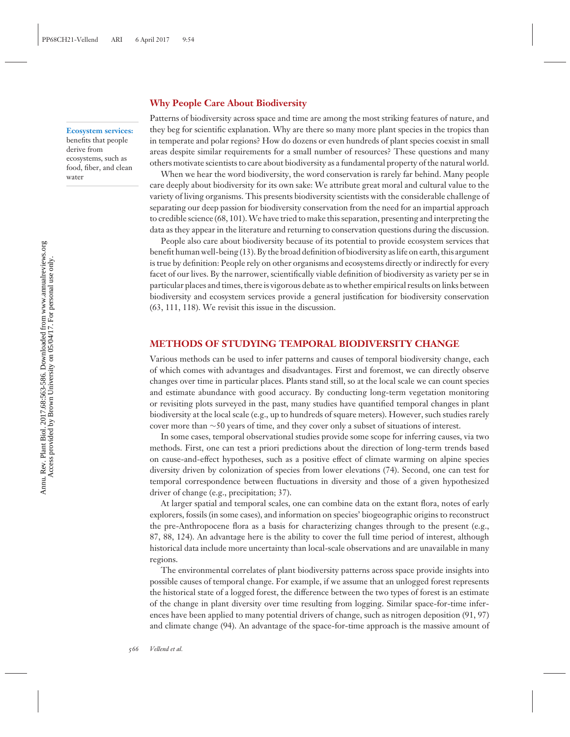### Why People Care About Biodiversity

**Ecosystem services:** benefits that people derive from ecosystems, such as food, fiber, and clean water

Patterns of biodiversity across space and time are among the most striking features of nature, and they beg for scientific explanation. Why are there so many more plant species in the tropics than in temperate and polar regions? How do dozens or even hundreds of plant species coexist in small areas despite similar requirements for a small number of resources? These questions and many others motivate scientists to care about biodiversity as a fundamental property of the natural world.

When we hear the word biodiversity, the word conservation is rarely far behind. Many people care deeply about biodiversity for its own sake: We attribute great moral and cultural value to the variety of living organisms. This presents biodiversity scientists with the considerable challenge of separating our deep passion for biodiversity conservation from the need for an impartial approach to credible science (68, 101). We have tried to make this separation, presenting and interpreting the data as they appear in the literature and returning to conservation questions during the discussion.

People also care about biodiversity because of its potential to provide ecosystem services that benefit human well-being (13). By the broad definition of biodiversity as life on earth, this argument is true by definition: People rely on other organisms and ecosystems directly or indirectly for every facet of our lives. By the narrower, scientifically viable definition of biodiversity as variety per se in particular places and times, there is vigorous debate as to whether empirical results on links between biodiversity and ecosystem services provide a general justification for biodiversity conservation (63, 111, 118). We revisit this issue in the discussion.

## METHODS OF STUDYING TEMPORAL BIODIVERSITY CHANGE

Various methods can be used to infer patterns and causes of temporal biodiversity change, each of which comes with advantages and disadvantages. First and foremost, we can directly observe changes over time in particular places. Plants stand still, so at the local scale we can count species and estimate abundance with good accuracy. By conducting long-term vegetation monitoring or revisiting plots surveyed in the past, many studies have quantified temporal changes in plant biodiversity at the local scale (e.g., up to hundreds of square meters). However, such studies rarely cover more than ~50 years of time, and they cover only a subset of situations of interest.

In some cases, temporal observational studies provide some scope for inferring causes, via two methods. First, one can test a priori predictions about the direction of long-term trends based on cause-and-effect hypotheses, such as a positive effect of climate warming on alpine species diversity driven by colonization of species from lower elevations (74). Second, one can test for temporal correspondence between fluctuations in diversity and those of a given hypothesized driver of change (e.g., precipitation; 37).

At larger spatial and temporal scales, one can combine data on the extant flora, notes of early explorers, fossils (in some cases), and information on species' biogeographic origins to reconstruct the pre-Anthropocene flora as a basis for characterizing changes through to the present (e.g., 87, 88, 124). An advantage here is the ability to cover the full time period of interest, although historical data include more uncertainty than local-scale observations and are unavailable in many regions.

The environmental correlates of plant biodiversity patterns across space provide insights into possible causes of temporal change. For example, if we assume that an unlogged forest represents the historical state of a logged forest, the difference between the two types of forest is an estimate of the change in plant diversity over time resulting from logging. Similar space-for-time inferences have been applied to many potential drivers of change, such as nitrogen deposition (91, 97) and climate change (94). An advantage of the space-for-time approach is the massive amount of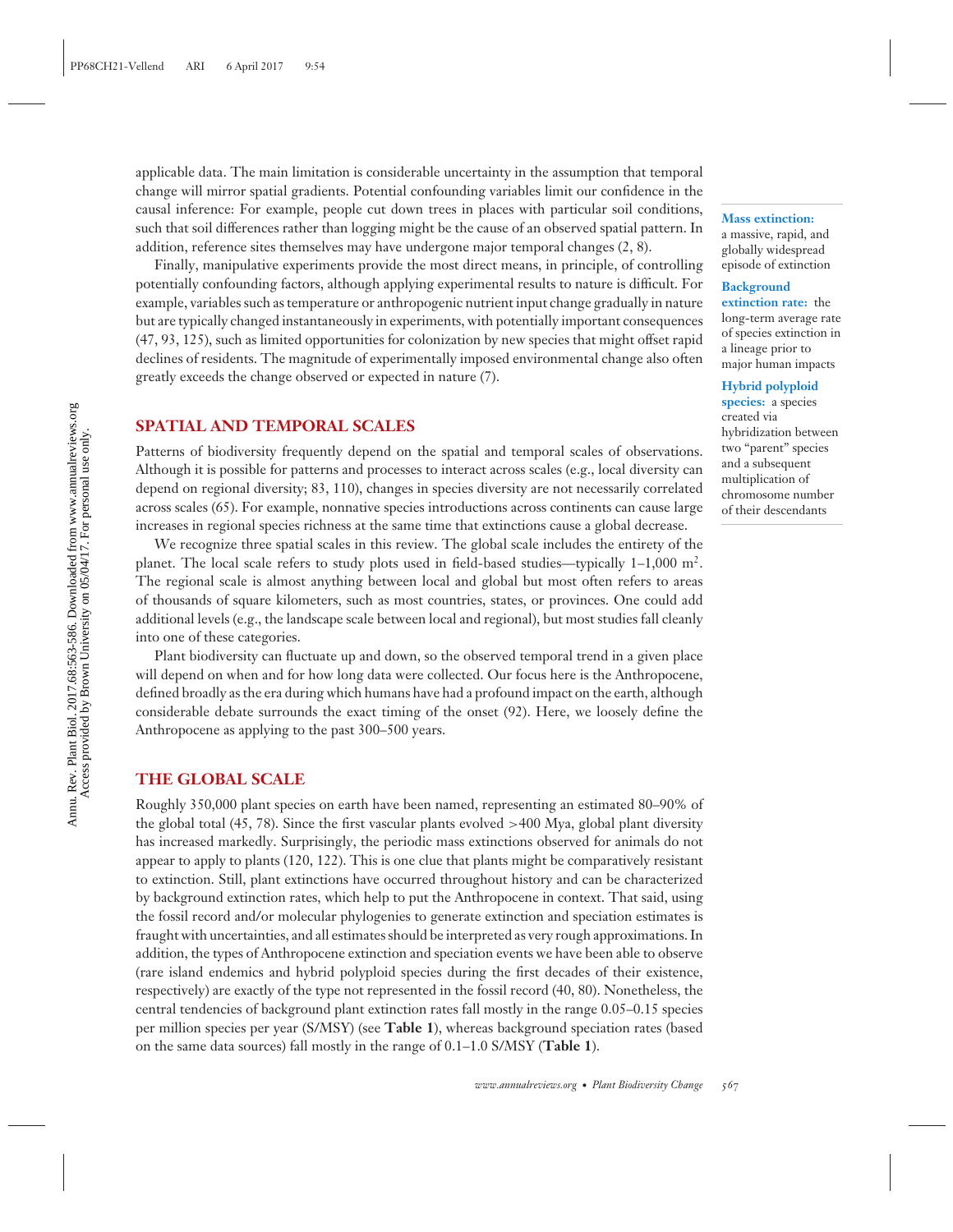applicable data. The main limitation is considerable uncertainty in the assumption that temporal change will mirror spatial gradients. Potential confounding variables limit our confidence in the causal inference: For example, people cut down trees in places with particular soil conditions, such that soil differences rather than logging might be the cause of an observed spatial pattern. In addition, reference sites themselves may have undergone major temporal changes (2, 8).

Finally, manipulative experiments provide the most direct means, in principle, of controlling potentially confounding factors, although applying experimental results to nature is difficult. For example, variables such as temperature or anthropogenic nutrient input change gradually in nature but are typically changed instantaneously in experiments, with potentially important consequences (47, 93, 125), such as limited opportunities for colonization by new species that might offset rapid declines of residents. The magnitude of experimentally imposed environmental change also often greatly exceeds the change observed or expected in nature (7).

**Mass extinction:** a massive, rapid, and globally widespread episode of extinction

**Background extinction rate:** the long-term average rate of species extinction in a lineage prior to major human impacts

**Hybrid polyploid species:** a species created via hybridization between two "parent" species and a subsequent multiplication of chromosome number of their descendants

## SPATIAL AND TEMPORAL SCALES

Patterns of biodiversity frequently depend on the spatial and temporal scales of observations. Although it is possible for patterns and processes to interact across scales (e.g., local diversity can depend on regional diversity; 83, 110), changes in species diversity are not necessarily correlated across scales (65). For example, nonnative species introductions across continents can cause large increases in regional species richness at the same time that extinctions cause a global decrease.

We recognize three spatial scales in this review. The global scale includes the entirety of the planet. The local scale refers to study plots used in field-based studies—typically 1–1,000 $m^2$. The regional scale is almost anything between local and global but most often refers to areas of thousands of square kilometers, such as most countries, states, or provinces. One could add additional levels (e.g., the landscape scale between local and regional), but most studies fall cleanly into one of these categories.

Plant biodiversity can fluctuate up and down, so the observed temporal trend in a given place will depend on when and for how long data were collected. Our focus here is the Anthropocene, defined broadly as the era during which humans have had a profound impact on the earth, although considerable debate surrounds the exact timing of the onset (92). Here, we loosely define the Anthropocene as applying to the past 300–500 years.

## THE GLOBAL SCALE

Roughly 350,000 plant species on earth have been named, representing an estimated 80–90% of the global total (45, 78). Since the first vascular plants evolved >400 Mya, global plant diversity has increased markedly. Surprisingly, the periodic mass extinctions observed for animals do not appear to apply to plants (120, 122). This is one clue that plants might be comparatively resistant to extinction. Still, plant extinctions have occurred throughout history and can be characterized by background extinction rates, which help to put the Anthropocene in context. That said, using the fossil record and/or molecular phylogenies to generate extinction and speciation estimates is fraught with uncertainties, and all estimates should be interpreted as very rough approximations. In addition, the types of Anthropocene extinction and speciation events we have been able to observe (rare island endemics and hybrid polyploid species during the first decades of their existence, respectively) are exactly of the type not represented in the fossil record (40, 80). Nonetheless, the central tendencies of background plant extinction rates fall mostly in the range 0.05–0.15 species per million species per year (S/MSY) (see **Table 1**), whereas background speciation rates (based on the same data sources) fall mostly in the range of 0.1–1.0 S/MSY (**Table 1**).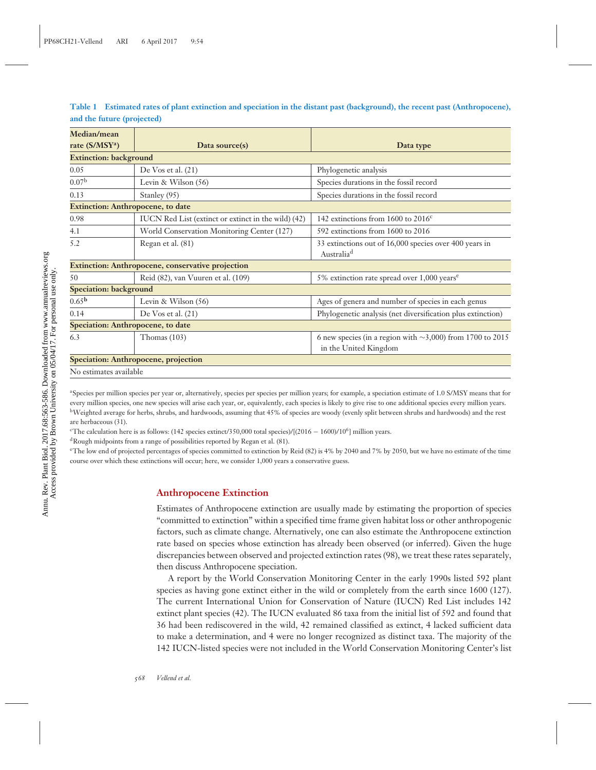**Table 1 Estimated rates of plant extinction and speciation in the distant past (background), the recent past (Anthropocene), and the future (projected)**

| Median/mean rate (S/MSY[a]) | Data source(s) | Data type |
|---|---|---|
| **Extinction: background** | | |
| 0.05 | De Vos et al. (21) | Phylogenetic analysis |
| 0.07[b] | Levin & Wilson (56) | Species durations in the fossil record |
| 0.13 | Stanley (95) | Species durations in the fossil record |
| **Extinction: Anthropocene, to date** | | |
| 0.98 | IUCN Red List (extinct or extinct in the wild) (42) | 142 extinctions from 1600 to 2016[c] |
| 4.1 | World Conservation Monitoring Center (127) | 592 extinctions from 1600 to 2016 |
| 5.2 | Regan et al. (81) | 33 extinctions out of 16,000 species over 400 years in Australia[d] |
| **Extinction: Anthropocene, conservative projection** | | |
| 50 | Reid (82), van Vuuren et al. (109) | 5% extinction rate spread over 1,000 years[e] |
| **Speciation: background** | | |
| 0.65[b] | Levin & Wilson (56) | Ages of genera and number of species in each genus |
| 0.14 | De Vos et al. (21) | Phylogenetic analysis (net diversification plus extinction) |
| **Speciation: Anthropocene, to date** | | |
| 6.3 | Thomas (103) | 6 new species (in a region with ∼3,000) from 1700 to 2015 in the United Kingdom |
| **Speciation: Anthropocene, projection** | | |
| No estimates available | | |

[a]Species per million species per year or, alternatively, species per species per million years; for example, a speciation estimate of 1.0 S/MSY means that for every million species, one new species will arise each year, or, equivalently, each species is likely to give rise to one additional species every million years.

[b]Weighted average for herbs, shrubs, and hardwoods, assuming that 45% of species are woody (evenly split between shrubs and hardwoods) and the rest are herbaceous (31).

[c]The calculation here is as follows: (142 species extinct/350,000 total species)/[$(2016 - 1600)/10^6$] million years.

[d]Rough midpoints from a range of possibilities reported by Regan et al. (81).

[e]The low end of projected percentages of species committed to extinction by Reid (82) is 4% by 2040 and 7% by 2050, but we have no estimate of the time course over which these extinctions will occur; here, we consider 1,000 years a conservative guess.

## Anthropocene Extinction

Estimates of Anthropocene extinction are usually made by estimating the proportion of species "committed to extinction" within a specified time frame given habitat loss or other anthropogenic factors, such as climate change. Alternatively, one can also estimate the Anthropocene extinction rate based on species whose extinction has already been observed (or inferred). Given the huge discrepancies between observed and projected extinction rates (98), we treat these rates separately, then discuss Anthropocene speciation.

A report by the World Conservation Monitoring Center in the early 1990s listed 592 plant species as having gone extinct either in the wild or completely from the earth since 1600 (127). The current International Union for Conservation of Nature (IUCN) Red List includes 142 extinct plant species (42). The IUCN evaluated 86 taxa from the initial list of 592 and found that 36 had been rediscovered in the wild, 42 remained classified as extinct, 4 lacked sufficient data to make a determination, and 4 were no longer recognized as distinct taxa. The majority of the 142 IUCN-listed species were not included in the World Conservation Monitoring Center's list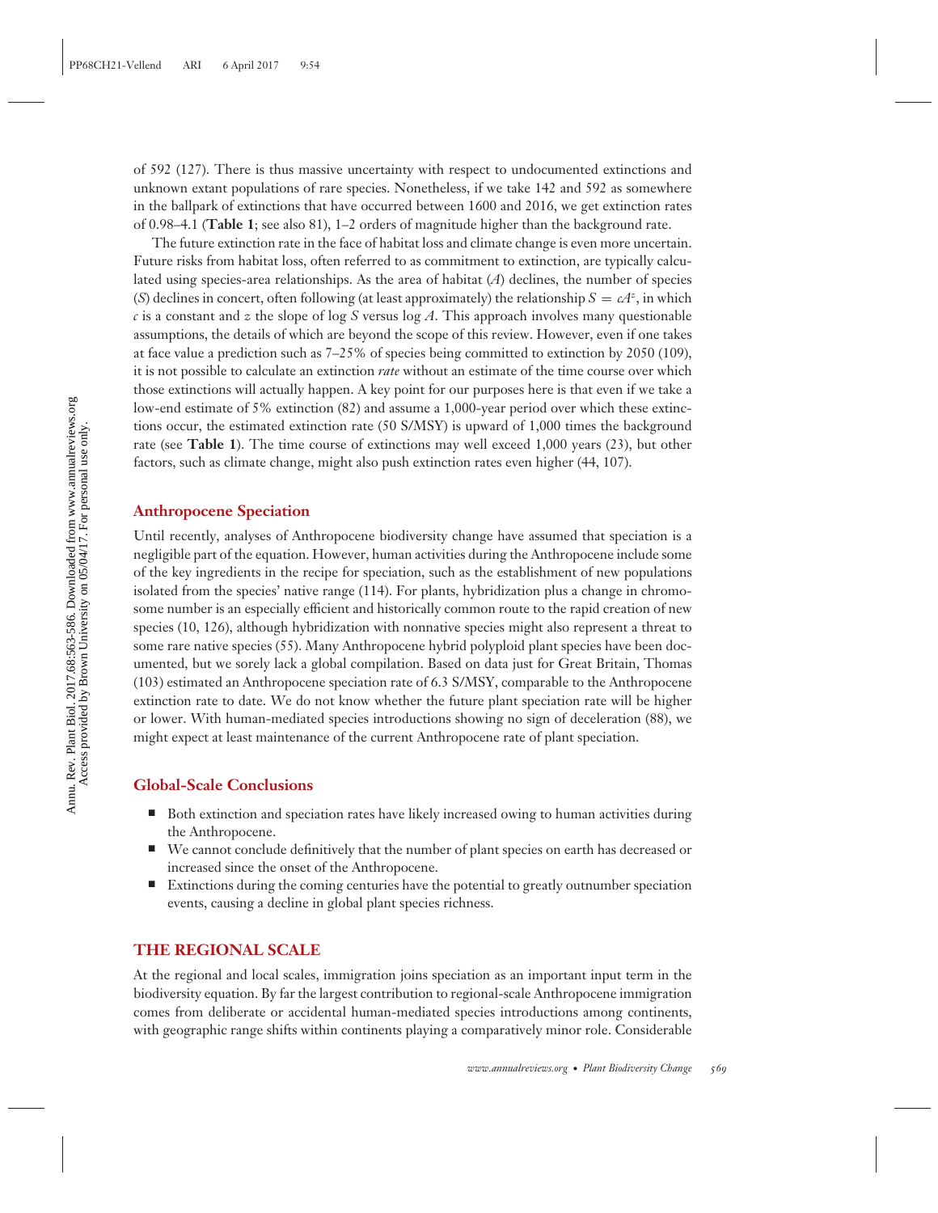of 592 (127). There is thus massive uncertainty with respect to undocumented extinctions and unknown extant populations of rare species. Nonetheless, if we take 142 and 592 as somewhere in the ballpark of extinctions that have occurred between 1600 and 2016, we get extinction rates of 0.98–4.1 (**Table 1**; see also 81), 1–2 orders of magnitude higher than the background rate.

The future extinction rate in the face of habitat loss and climate change is even more uncertain. Future risks from habitat loss, often referred to as commitment to extinction, are typically calculated using species-area relationships. As the area of habitat ($A$) declines, the number of species ($S$) declines in concert, often following (at least approximately) the relationship $S = cA^z$, in which $c$ is a constant and $z$ the slope of log $S$ versus log $A$. This approach involves many questionable assumptions, the details of which are beyond the scope of this review. However, even if one takes at face value a prediction such as 7–25% of species being committed to extinction by 2050 (109), it is not possible to calculate an extinction *rate* without an estimate of the time course over which those extinctions will actually happen. A key point for our purposes here is that even if we take a low-end estimate of 5% extinction (82) and assume a 1,000-year period over which these extinctions occur, the estimated extinction rate (50 S/MSY) is upward of 1,000 times the background rate (see **Table 1**). The time course of extinctions may well exceed 1,000 years (23), but other factors, such as climate change, might also push extinction rates even higher (44, 107).

### Anthropocene Speciation

Until recently, analyses of Anthropocene biodiversity change have assumed that speciation is a negligible part of the equation. However, human activities during the Anthropocene include some of the key ingredients in the recipe for speciation, such as the establishment of new populations isolated from the species' native range (114). For plants, hybridization plus a change in chromosome number is an especially efficient and historically common route to the rapid creation of new species (10, 126), although hybridization with nonnative species might also represent a threat to some rare native species (55). Many Anthropocene hybrid polyploid plant species have been documented, but we sorely lack a global compilation. Based on data just for Great Britain, Thomas (103) estimated an Anthropocene speciation rate of 6.3 S/MSY, comparable to the Anthropocene extinction rate to date. We do not know whether the future plant speciation rate will be higher or lower. With human-mediated species introductions showing no sign of deceleration (88), we might expect at least maintenance of the current Anthropocene rate of plant speciation.

### Global-Scale Conclusions

- Both extinction and speciation rates have likely increased owing to human activities during the Anthropocene.
- We cannot conclude definitively that the number of plant species on earth has decreased or increased since the onset of the Anthropocene.
- Extinctions during the coming centuries have the potential to greatly outnumber speciation events, causing a decline in global plant species richness.

## THE REGIONAL SCALE

At the regional and local scales, immigration joins speciation as an important input term in the biodiversity equation. By far the largest contribution to regional-scale Anthropocene immigration comes from deliberate or accidental human-mediated species introductions among continents, with geographic range shifts within continents playing a comparatively minor role. Considerable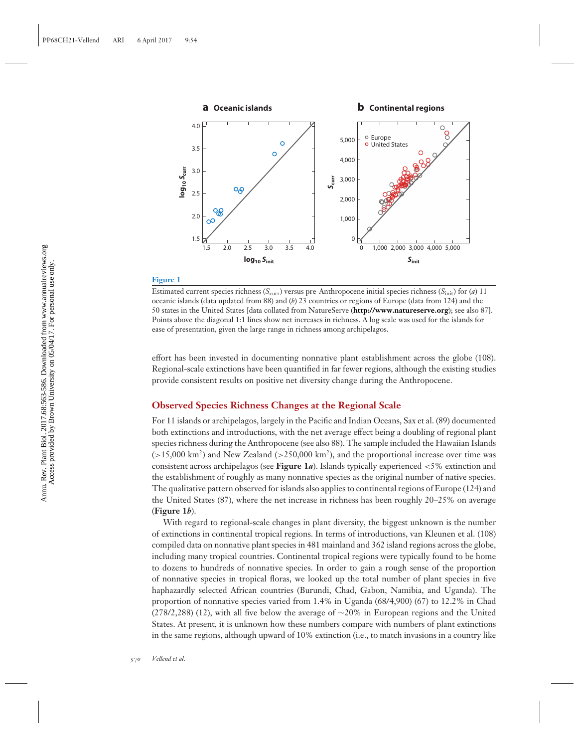Figure 1

Estimated current species richness ($S_{curr}$) versus pre-Anthropocene initial species richness ($S_{init}$) for (*a*) 11 oceanic islands (data updated from 88) and (*b*) 23 countries or regions of Europe (data from 124) and the 50 states in the United States [data collated from NatureServe (**http://www.natureserve.org**); see also 87]. Points above the diagonal 1:1 lines show net increases in richness. A log scale was used for the islands for ease of presentation, given the large range in richness among archipelagos.

effort has been invested in documenting nonnative plant establishment across the globe (108). Regional-scale extinctions have been quantified in far fewer regions, although the existing studies provide consistent results on positive net diversity change during the Anthropocene.

## Observed Species Richness Changes at the Regional Scale

For 11 islands or archipelagos, largely in the Pacific and Indian Oceans, Sax et al. (89) documented both extinctions and introductions, with the net average effect being a doubling of regional plant species richness during the Anthropocene (see also 88). The sample included the Hawaiian Islands (>15,000 km$^2$) and New Zealand (>250,000 km$^2$), and the proportional increase over time was consistent across archipelagos (see **Figure 1*a***). Islands typically experienced <5% extinction and the establishment of roughly as many nonnative species as the original number of native species. The qualitative pattern observed for islands also applies to continental regions of Europe (124) and the United States (87), where the net increase in richness has been roughly 20–25% on average (**Figure 1*b***).

With regard to regional-scale changes in plant diversity, the biggest unknown is the number of extinctions in continental tropical regions. In terms of introductions, van Kleunen et al. (108) compiled data on nonnative plant species in 481 mainland and 362 island regions across the globe, including many tropical countries. Continental tropical regions were typically found to be home to dozens to hundreds of nonnative species. In order to gain a rough sense of the proportion of nonnative species in tropical floras, we looked up the total number of plant species in five haphazardly selected African countries (Burundi, Chad, Gabon, Namibia, and Uganda). The proportion of nonnative species varied from 1.4% in Uganda (68/4,900) (67) to 12.2% in Chad (278/2,288) (12), with all five below the average of ~20% in European regions and the United States. At present, it is unknown how these numbers compare with numbers of plant extinctions in the same regions, although upward of 10% extinction (i.e., to match invasions in a country like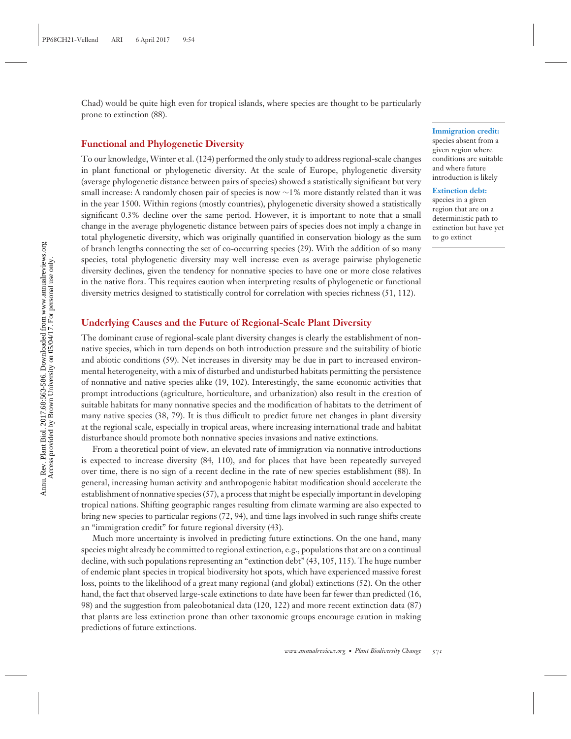Chad) would be quite high even for tropical islands, where species are thought to be particularly prone to extinction (88).

## Functional and Phylogenetic Diversity

To our knowledge, Winter et al. (124) performed the only study to address regional-scale changes in plant functional or phylogenetic diversity. At the scale of Europe, phylogenetic diversity (average phylogenetic distance between pairs of species) showed a statistically significant but very small increase: A randomly chosen pair of species is now ~1% more distantly related than it was in the year 1500. Within regions (mostly countries), phylogenetic diversity showed a statistically significant 0.3% decline over the same period. However, it is important to note that a small change in the average phylogenetic distance between pairs of species does not imply a change in total phylogenetic diversity, which was originally quantified in conservation biology as the sum of branch lengths connecting the set of co-occurring species (29). With the addition of so many species, total phylogenetic diversity may well increase even as average pairwise phylogenetic diversity declines, given the tendency for nonnative species to have one or more close relatives in the native flora. This requires caution when interpreting results of phylogenetic or functional diversity metrics designed to statistically control for correlation with species richness (51, 112).

**Immigration credit:** species absent from a given region where conditions are suitable and where future introduction is likely

**Extinction debt:** species in a given region that are on a deterministic path to extinction but have yet to go extinct

## Underlying Causes and the Future of Regional-Scale Plant Diversity

The dominant cause of regional-scale plant diversity changes is clearly the establishment of nonnative species, which in turn depends on both introduction pressure and the suitability of biotic and abiotic conditions (59). Net increases in diversity may be due in part to increased environmental heterogeneity, with a mix of disturbed and undisturbed habitats permitting the persistence of nonnative and native species alike (19, 102). Interestingly, the same economic activities that prompt introductions (agriculture, horticulture, and urbanization) also result in the creation of suitable habitats for many nonnative species and the modification of habitats to the detriment of many native species (38, 79). It is thus difficult to predict future net changes in plant diversity at the regional scale, especially in tropical areas, where increasing international trade and habitat disturbance should promote both nonnative species invasions and native extinctions.

From a theoretical point of view, an elevated rate of immigration via nonnative introductions is expected to increase diversity (84, 110), and for places that have been repeatedly surveyed over time, there is no sign of a recent decline in the rate of new species establishment (88). In general, increasing human activity and anthropogenic habitat modification should accelerate the establishment of nonnative species (57), a process that might be especially important in developing tropical nations. Shifting geographic ranges resulting from climate warming are also expected to bring new species to particular regions (72, 94), and time lags involved in such range shifts create an "immigration credit" for future regional diversity (43).

Much more uncertainty is involved in predicting future extinctions. On the one hand, many species might already be committed to regional extinction, e.g., populations that are on a continual decline, with such populations representing an "extinction debt" (43, 105, 115). The huge number of endemic plant species in tropical biodiversity hot spots, which have experienced massive forest loss, points to the likelihood of a great many regional (and global) extinctions (52). On the other hand, the fact that observed large-scale extinctions to date have been far fewer than predicted (16, 98) and the suggestion from paleobotanical data (120, 122) and more recent extinction data (87) that plants are less extinction prone than other taxonomic groups encourage caution in making predictions of future extinctions.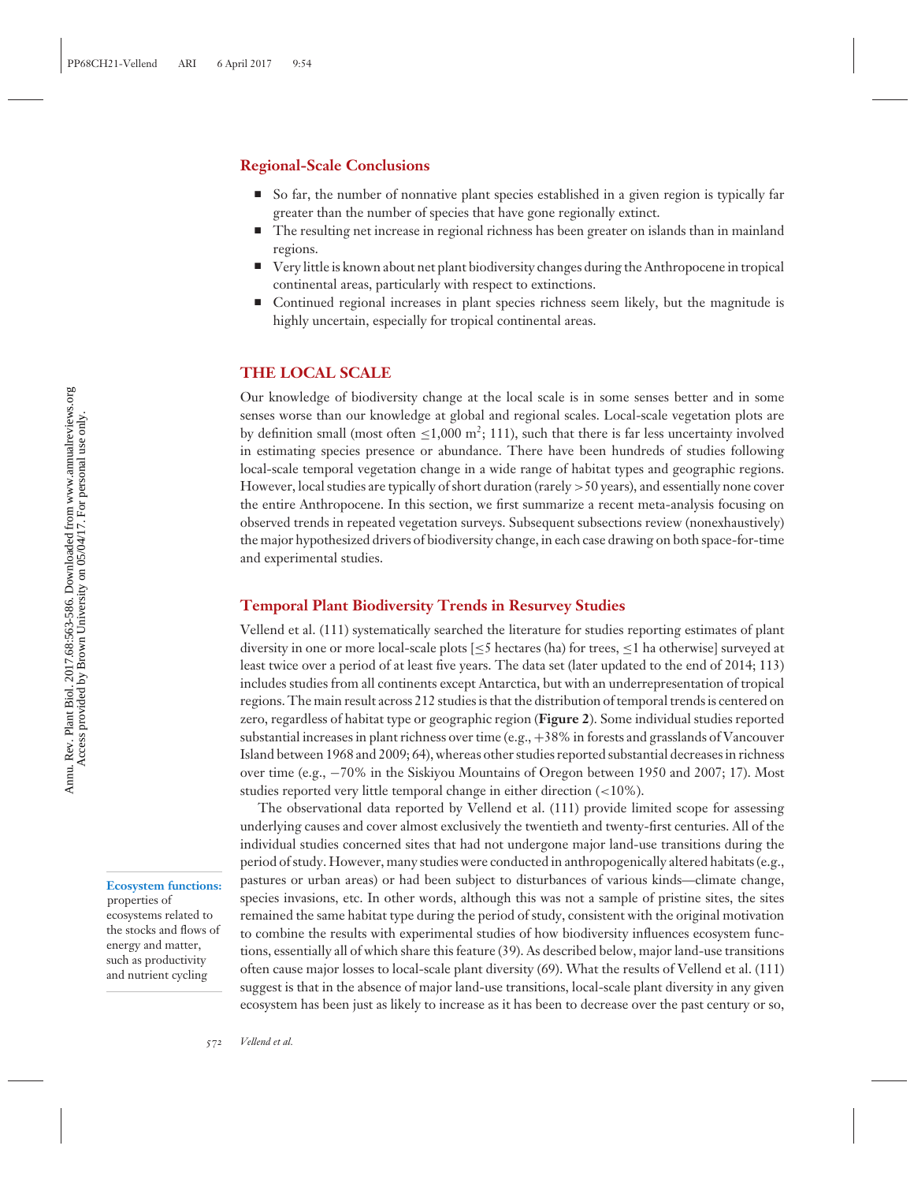## Regional-Scale Conclusions

- So far, the number of nonnative plant species established in a given region is typically far greater than the number of species that have gone regionally extinct.
- The resulting net increase in regional richness has been greater on islands than in mainland regions.
- Very little is known about net plant biodiversity changes during the Anthropocene in tropical continental areas, particularly with respect to extinctions.
- Continued regional increases in plant species richness seem likely, but the magnitude is highly uncertain, especially for tropical continental areas.

## THE LOCAL SCALE

Our knowledge of biodiversity change at the local scale is in some senses better and in some senses worse than our knowledge at global and regional scales. Local-scale vegetation plots are by definition small (most often ≤1,000 m$^2$; 111), such that there is far less uncertainty involved in estimating species presence or abundance. There have been hundreds of studies following local-scale temporal vegetation change in a wide range of habitat types and geographic regions. However, local studies are typically of short duration (rarely >50 years), and essentially none cover the entire Anthropocene. In this section, we first summarize a recent meta-analysis focusing on observed trends in repeated vegetation surveys. Subsequent subsections review (nonexhaustively) the major hypothesized drivers of biodiversity change, in each case drawing on both space-for-time and experimental studies.

### Temporal Plant Biodiversity Trends in Resurvey Studies

Vellend et al. (111) systematically searched the literature for studies reporting estimates of plant diversity in one or more local-scale plots [≤5 hectares (ha) for trees, ≤1 ha otherwise] surveyed at least twice over a period of at least five years. The data set (later updated to the end of 2014; 113) includes studies from all continents except Antarctica, but with an underrepresentation of tropical regions. The main result across 212 studies is that the distribution of temporal trends is centered on zero, regardless of habitat type or geographic region (**Figure 2**). Some individual studies reported substantial increases in plant richness over time (e.g., +38% in forests and grasslands of Vancouver Island between 1968 and 2009; 64), whereas other studies reported substantial decreases in richness over time (e.g., −70% in the Siskiyou Mountains of Oregon between 1950 and 2007; 17). Most studies reported very little temporal change in either direction (<10%).

The observational data reported by Vellend et al. (111) provide limited scope for assessing underlying causes and cover almost exclusively the twentieth and twenty-first centuries. All of the individual studies concerned sites that had not undergone major land-use transitions during the period of study. However, many studies were conducted in anthropogenically altered habitats (e.g., pastures or urban areas) or had been subject to disturbances of various kinds—climate change, species invasions, etc. In other words, although this was not a sample of pristine sites, the sites remained the same habitat type during the period of study, consistent with the original motivation to combine the results with experimental studies of how biodiversity influences ecosystem functions, essentially all of which share this feature (39). As described below, major land-use transitions often cause major losses to local-scale plant diversity (69). What the results of Vellend et al. (111) suggest is that in the absence of major land-use transitions, local-scale plant diversity in any given ecosystem has been just as likely to increase as it has been to decrease over the past century or so,

**Ecosystem functions:** properties of ecosystems related to the stocks and flows of energy and matter, such as productivity and nutrient cycling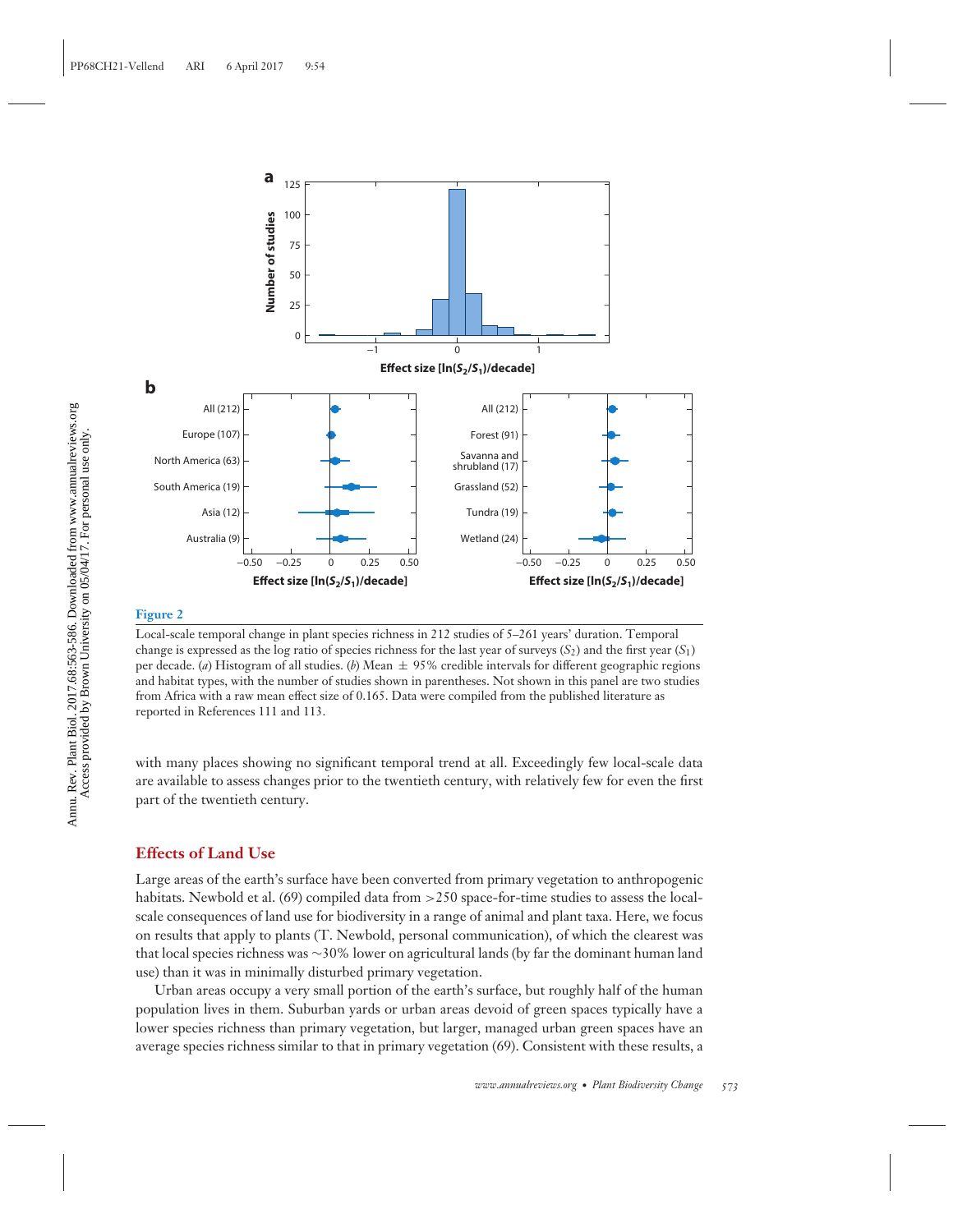**Figure 2**

Local-scale temporal change in plant species richness in 212 studies of 5–261 years' duration. Temporal change is expressed as the log ratio of species richness for the last year of surveys ($S_2$) and the first year ($S_1$) per decade. (*a*) Histogram of all studies. (*b*) Mean ± 95% credible intervals for different geographic regions and habitat types, with the number of studies shown in parentheses. Not shown in this panel are two studies from Africa with a raw mean effect size of 0.165. Data were compiled from the published literature as reported in References 111 and 113.

with many places showing no significant temporal trend at all. Exceedingly few local-scale data are available to assess changes prior to the twentieth century, with relatively few for even the first part of the twentieth century.

## Effects of Land Use

Large areas of the earth's surface have been converted from primary vegetation to anthropogenic habitats. Newbold et al. (69) compiled data from >250 space-for-time studies to assess the local-scale consequences of land use for biodiversity in a range of animal and plant taxa. Here, we focus on results that apply to plants (T. Newbold, personal communication), of which the clearest was that local species richness was ~30% lower on agricultural lands (by far the dominant human land use) than it was in minimally disturbed primary vegetation.

Urban areas occupy a very small portion of the earth's surface, but roughly half of the human population lives in them. Suburban yards or urban areas devoid of green spaces typically have a lower species richness than primary vegetation, but larger, managed urban green spaces have an average species richness similar to that in primary vegetation (69). Consistent with these results, a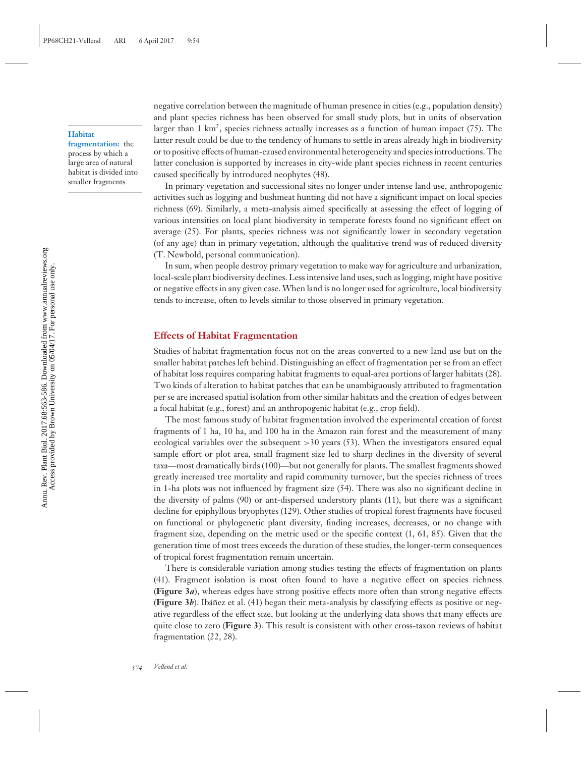negative correlation between the magnitude of human presence in cities (e.g., population density) and plant species richness has been observed for small study plots, but in units of observation larger than 1 $km^2$, species richness actually increases as a function of human impact (75). The latter result could be due to the tendency of humans to settle in areas already high in biodiversity or to positive effects of human-caused environmental heterogeneity and species introductions. The latter conclusion is supported by increases in city-wide plant species richness in recent centuries caused specifically by introduced neophytes (48).

**Habitat fragmentation:** the process by which a large area of natural habitat is divided into smaller fragments

In primary vegetation and successional sites no longer under intense land use, anthropogenic activities such as logging and bushmeat hunting did not have a significant impact on local species richness (69). Similarly, a meta-analysis aimed specifically at assessing the effect of logging of various intensities on local plant biodiversity in temperate forests found no significant effect on average (25). For plants, species richness was not significantly lower in secondary vegetation (of any age) than in primary vegetation, although the qualitative trend was of reduced diversity (T. Newbold, personal communication).

In sum, when people destroy primary vegetation to make way for agriculture and urbanization, local-scale plant biodiversity declines. Less intensive land uses, such as logging, might have positive or negative effects in any given case. When land is no longer used for agriculture, local biodiversity tends to increase, often to levels similar to those observed in primary vegetation.

## Effects of Habitat Fragmentation

Studies of habitat fragmentation focus not on the areas converted to a new land use but on the smaller habitat patches left behind. Distinguishing an effect of fragmentation per se from an effect of habitat loss requires comparing habitat fragments to equal-area portions of larger habitats (28). Two kinds of alteration to habitat patches that can be unambiguously attributed to fragmentation per se are increased spatial isolation from other similar habitats and the creation of edges between a focal habitat (e.g., forest) and an anthropogenic habitat (e.g., crop field).

The most famous study of habitat fragmentation involved the experimental creation of forest fragments of 1 ha, 10 ha, and 100 ha in the Amazon rain forest and the measurement of many ecological variables over the subsequent >30 years (53). When the investigators ensured equal sample effort or plot area, small fragment size led to sharp declines in the diversity of several taxa—most dramatically birds (100)—but not generally for plants. The smallest fragments showed greatly increased tree mortality and rapid community turnover, but the species richness of trees in 1-ha plots was not influenced by fragment size (54). There was also no significant decline in the diversity of palms (90) or ant-dispersed understory plants (11), but there was a significant decline for epiphyllous bryophytes (129). Other studies of tropical forest fragments have focused on functional or phylogenetic plant diversity, finding increases, decreases, or no change with fragment size, depending on the metric used or the specific context (1, 61, 85). Given that the generation time of most trees exceeds the duration of these studies, the longer-term consequences of tropical forest fragmentation remain uncertain.

There is considerable variation among studies testing the effects of fragmentation on plants (41). Fragment isolation is most often found to have a negative effect on species richness (**Figure 3*a***), whereas edges have strong positive effects more often than strong negative effects (**Figure 3*b***). Ibáñez et al. (41) began their meta-analysis by classifying effects as positive or negative regardless of the effect size, but looking at the underlying data shows that many effects are quite close to zero (**Figure 3**). This result is consistent with other cross-taxon reviews of habitat fragmentation (22, 28).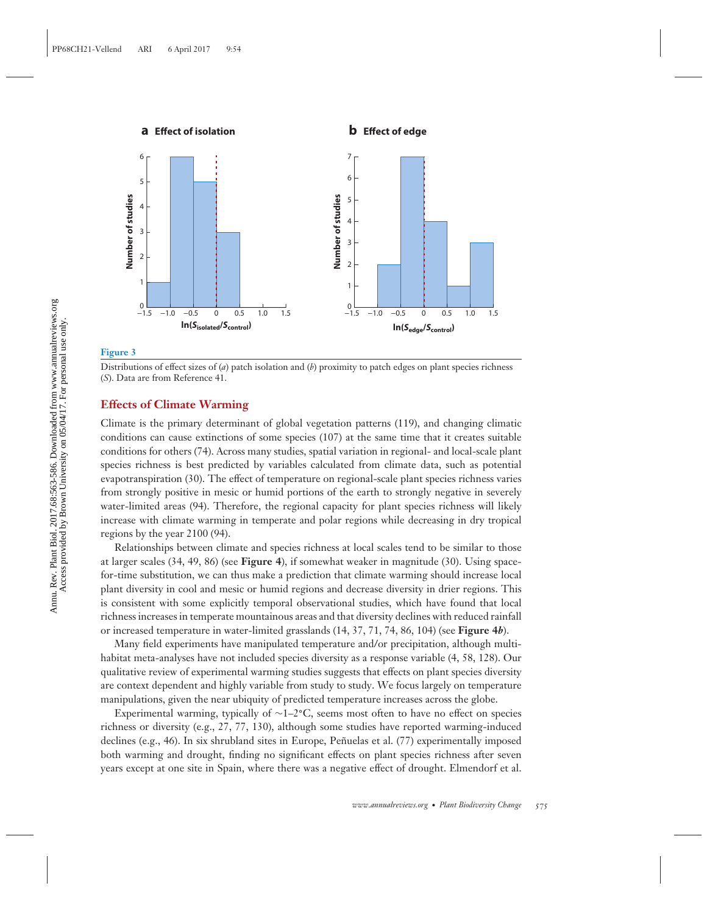Figure 3

Distributions of effect sizes of (*a*) patch isolation and (*b*) proximity to patch edges on plant species richness (*S*). Data are from Reference 41.

## Effects of Climate Warming

Climate is the primary determinant of global vegetation patterns (119), and changing climatic conditions can cause extinctions of some species (107) at the same time that it creates suitable conditions for others (74). Across many studies, spatial variation in regional- and local-scale plant species richness is best predicted by variables calculated from climate data, such as potential evapotranspiration (30). The effect of temperature on regional-scale plant species richness varies from strongly positive in mesic or humid portions of the earth to strongly negative in severely water-limited areas (94). Therefore, the regional capacity for plant species richness will likely increase with climate warming in temperate and polar regions while decreasing in dry tropical regions by the year 2100 (94).

Relationships between climate and species richness at local scales tend to be similar to those at larger scales (34, 49, 86) (see **Figure 4**), if somewhat weaker in magnitude (30). Using space-for-time substitution, we can thus make a prediction that climate warming should increase local plant diversity in cool and mesic or humid regions and decrease diversity in drier regions. This is consistent with some explicitly temporal observational studies, which have found that local richness increases in temperate mountainous areas and that diversity declines with reduced rainfall or increased temperature in water-limited grasslands (14, 37, 71, 74, 86, 104) (see **Figure 4*b***).

Many field experiments have manipulated temperature and/or precipitation, although multihabitat meta-analyses have not included species diversity as a response variable (4, 58, 128). Our qualitative review of experimental warming studies suggests that effects on plant species diversity are context dependent and highly variable from study to study. We focus largely on temperature manipulations, given the near ubiquity of predicted temperature increases across the globe.

Experimental warming, typically of ∼1–2°C, seems most often to have no effect on species richness or diversity (e.g., 27, 77, 130), although some studies have reported warming-induced declines (e.g., 46). In six shrubland sites in Europe, Peñuelas et al. (77) experimentally imposed both warming and drought, finding no significant effects on plant species richness after seven years except at one site in Spain, where there was a negative effect of drought. Elmendorf et al.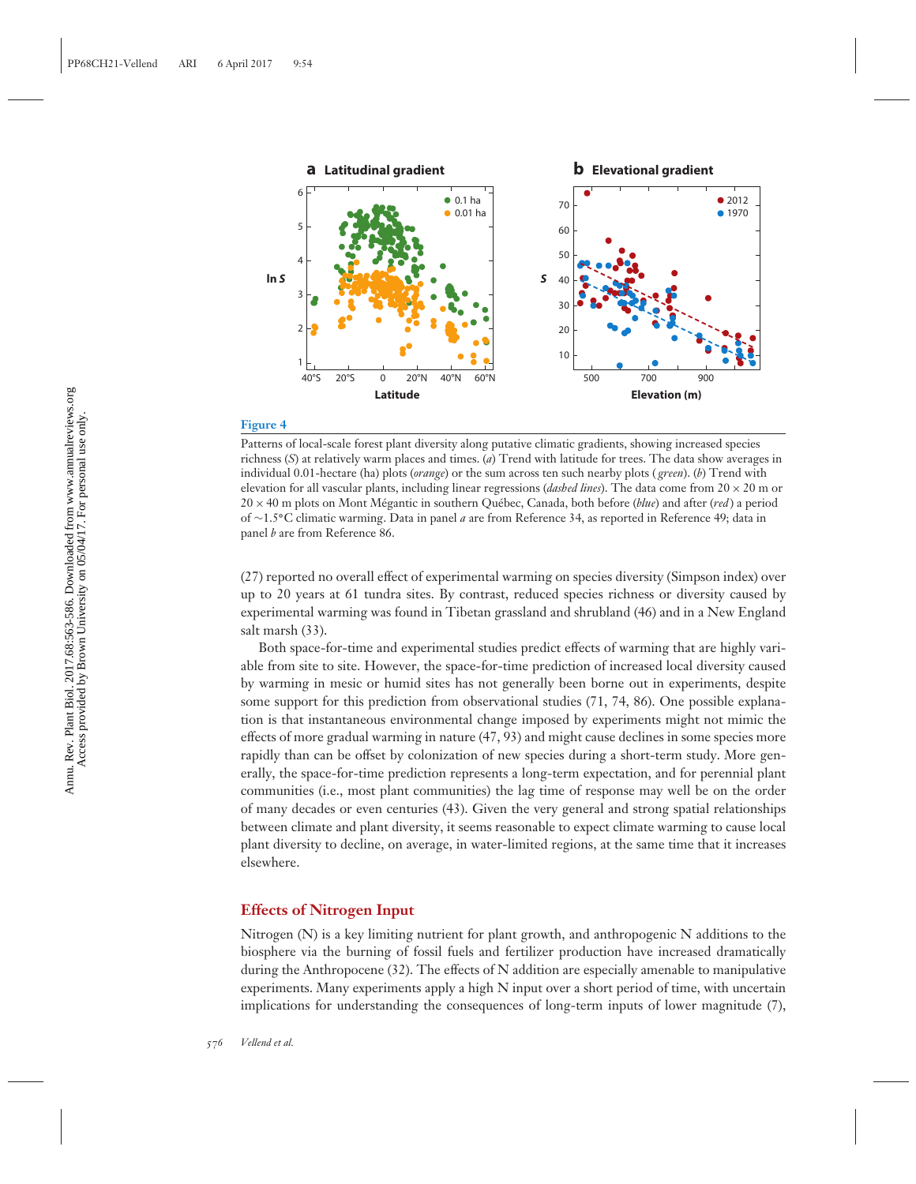**Figure 4**

Patterns of local-scale forest plant diversity along putative climatic gradients, showing increased species richness (*S*) at relatively warm places and times. (*a*) Trend with latitude for trees. The data show averages in individual 0.01-hectare (ha) plots (*orange*) or the sum across ten such nearby plots (*green*). (*b*) Trend with elevation for all vascular plants, including linear regressions (*dashed lines*). The data come from 20 × 20 m or 20 × 40 m plots on Mont Mégantic in southern Québec, Canada, both before (*blue*) and after (*red*) a period of ∼1.5°C climatic warming. Data in panel *a* are from Reference 34, as reported in Reference 49; data in panel *b* are from Reference 86.

(27) reported no overall effect of experimental warming on species diversity (Simpson index) over up to 20 years at 61 tundra sites. By contrast, reduced species richness or diversity caused by experimental warming was found in Tibetan grassland and shrubland (46) and in a New England salt marsh (33).

Both space-for-time and experimental studies predict effects of warming that are highly variable from site to site. However, the space-for-time prediction of increased local diversity caused by warming in mesic or humid sites has not generally been borne out in experiments, despite some support for this prediction from observational studies (71, 74, 86). One possible explanation is that instantaneous environmental change imposed by experiments might not mimic the effects of more gradual warming in nature (47, 93) and might cause declines in some species more rapidly than can be offset by colonization of new species during a short-term study. More generally, the space-for-time prediction represents a long-term expectation, and for perennial plant communities (i.e., most plant communities) the lag time of response may well be on the order of many decades or even centuries (43). Given the very general and strong spatial relationships between climate and plant diversity, it seems reasonable to expect climate warming to cause local plant diversity to decline, on average, in water-limited regions, at the same time that it increases elsewhere.

## Effects of Nitrogen Input

Nitrogen (N) is a key limiting nutrient for plant growth, and anthropogenic N additions to the biosphere via the burning of fossil fuels and fertilizer production have increased dramatically during the Anthropocene (32). The effects of N addition are especially amenable to manipulative experiments. Many experiments apply a high N input over a short period of time, with uncertain implications for understanding the consequences of long-term inputs of lower magnitude (7),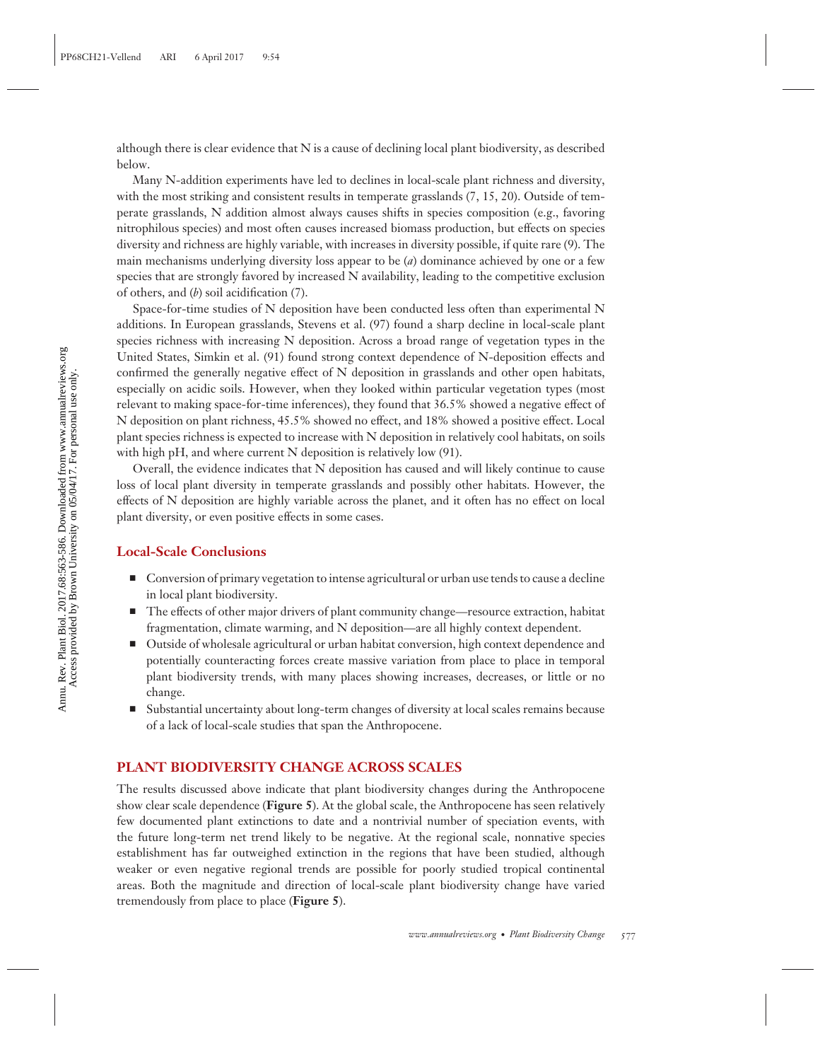although there is clear evidence that N is a cause of declining local plant biodiversity, as described below.

Many N-addition experiments have led to declines in local-scale plant richness and diversity, with the most striking and consistent results in temperate grasslands (7, 15, 20). Outside of temperate grasslands, N addition almost always causes shifts in species composition (e.g., favoring nitrophilous species) and most often causes increased biomass production, but effects on species diversity and richness are highly variable, with increases in diversity possible, if quite rare (9). The main mechanisms underlying diversity loss appear to be (*a*) dominance achieved by one or a few species that are strongly favored by increased N availability, leading to the competitive exclusion of others, and (*b*) soil acidification (7).

Space-for-time studies of N deposition have been conducted less often than experimental N additions. In European grasslands, Stevens et al. (97) found a sharp decline in local-scale plant species richness with increasing N deposition. Across a broad range of vegetation types in the United States, Simkin et al. (91) found strong context dependence of N-deposition effects and confirmed the generally negative effect of N deposition in grasslands and other open habitats, especially on acidic soils. However, when they looked within particular vegetation types (most relevant to making space-for-time inferences), they found that 36.5% showed a negative effect of N deposition on plant richness, 45.5% showed no effect, and 18% showed a positive effect. Local plant species richness is expected to increase with N deposition in relatively cool habitats, on soils with high pH, and where current N deposition is relatively low (91).

Overall, the evidence indicates that N deposition has caused and will likely continue to cause loss of local plant diversity in temperate grasslands and possibly other habitats. However, the effects of N deposition are highly variable across the planet, and it often has no effect on local plant diversity, or even positive effects in some cases.

### Local-Scale Conclusions

- Conversion of primary vegetation to intense agricultural or urban use tends to cause a decline in local plant biodiversity.
- The effects of other major drivers of plant community change—resource extraction, habitat fragmentation, climate warming, and N deposition—are all highly context dependent.
- Outside of wholesale agricultural or urban habitat conversion, high context dependence and potentially counteracting forces create massive variation from place to place in temporal plant biodiversity trends, with many places showing increases, decreases, or little or no change.
- Substantial uncertainty about long-term changes of diversity at local scales remains because of a lack of local-scale studies that span the Anthropocene.

## PLANT BIODIVERSITY CHANGE ACROSS SCALES

The results discussed above indicate that plant biodiversity changes during the Anthropocene show clear scale dependence (**Figure 5**). At the global scale, the Anthropocene has seen relatively few documented plant extinctions to date and a nontrivial number of speciation events, with the future long-term net trend likely to be negative. At the regional scale, nonnative species establishment has far outweighed extinction in the regions that have been studied, although weaker or even negative regional trends are possible for poorly studied tropical continental areas. Both the magnitude and direction of local-scale plant biodiversity change have varied tremendously from place to place (**Figure 5**).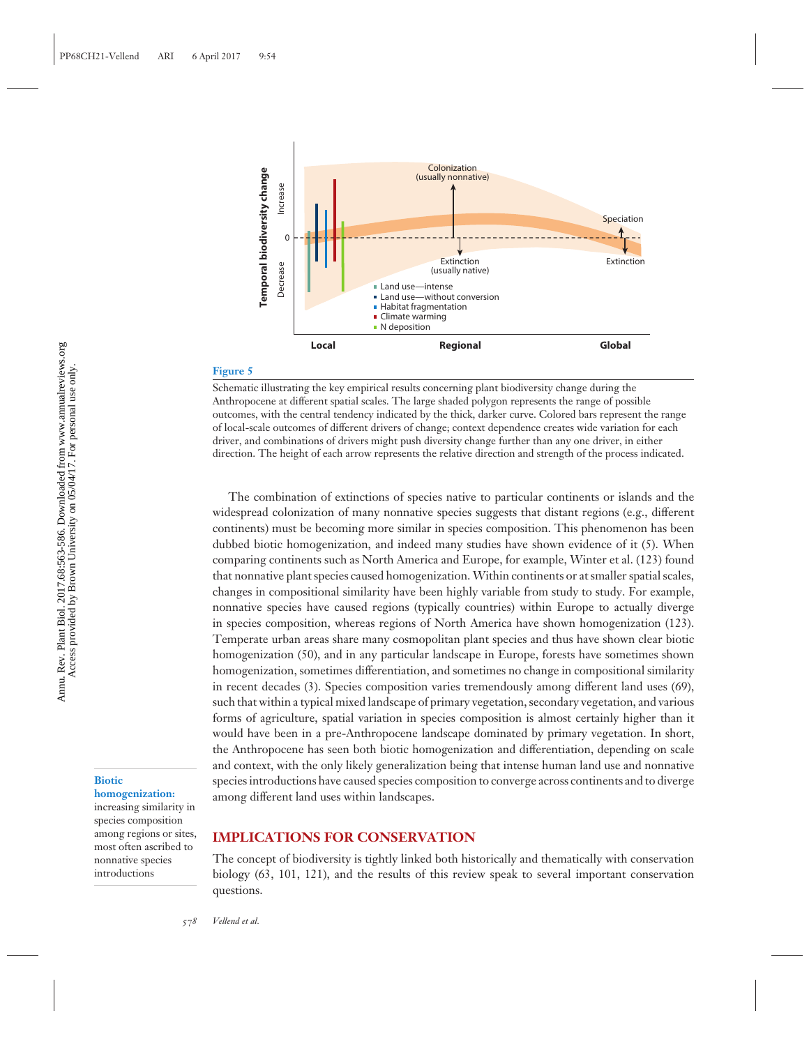**Figure 5**

Schematic illustrating the key empirical results concerning plant biodiversity change during the Anthropocene at different spatial scales. The large shaded polygon represents the range of possible outcomes, with the central tendency indicated by the thick, darker curve. Colored bars represent the range of local-scale outcomes of different drivers of change; context dependence creates wide variation for each driver, and combinations of drivers might push diversity change further than any one driver, in either direction. The height of each arrow represents the relative direction and strength of the process indicated.

The combination of extinctions of species native to particular continents or islands and the widespread colonization of many nonnative species suggests that distant regions (e.g., different continents) must be becoming more similar in species composition. This phenomenon has been dubbed biotic homogenization, and indeed many studies have shown evidence of it (5). When comparing continents such as North America and Europe, for example, Winter et al. (123) found that nonnative plant species caused homogenization. Within continents or at smaller spatial scales, changes in compositional similarity have been highly variable from study to study. For example, nonnative species have caused regions (typically countries) within Europe to actually diverge in species composition, whereas regions of North America have shown homogenization (123). Temperate urban areas share many cosmopolitan plant species and thus have shown clear biotic homogenization (50), and in any particular landscape in Europe, forests have sometimes shown homogenization, sometimes differentiation, and sometimes no change in compositional similarity in recent decades (3). Species composition varies tremendously among different land uses (69), such that within a typical mixed landscape of primary vegetation, secondary vegetation, and various forms of agriculture, spatial variation in species composition is almost certainly higher than it would have been in a pre-Anthropocene landscape dominated by primary vegetation. In short, the Anthropocene has seen both biotic homogenization and differentiation, depending on scale and context, with the only likely generalization being that intense human land use and nonnative species introductions have caused species composition to converge across continents and to diverge among different land uses within landscapes.

**Biotic homogenization:** increasing similarity in species composition among regions or sites, most often ascribed to nonnative species introductions

## IMPLICATIONS FOR CONSERVATION

The concept of biodiversity is tightly linked both historically and thematically with conservation biology (63, 101, 121), and the results of this review speak to several important conservation questions.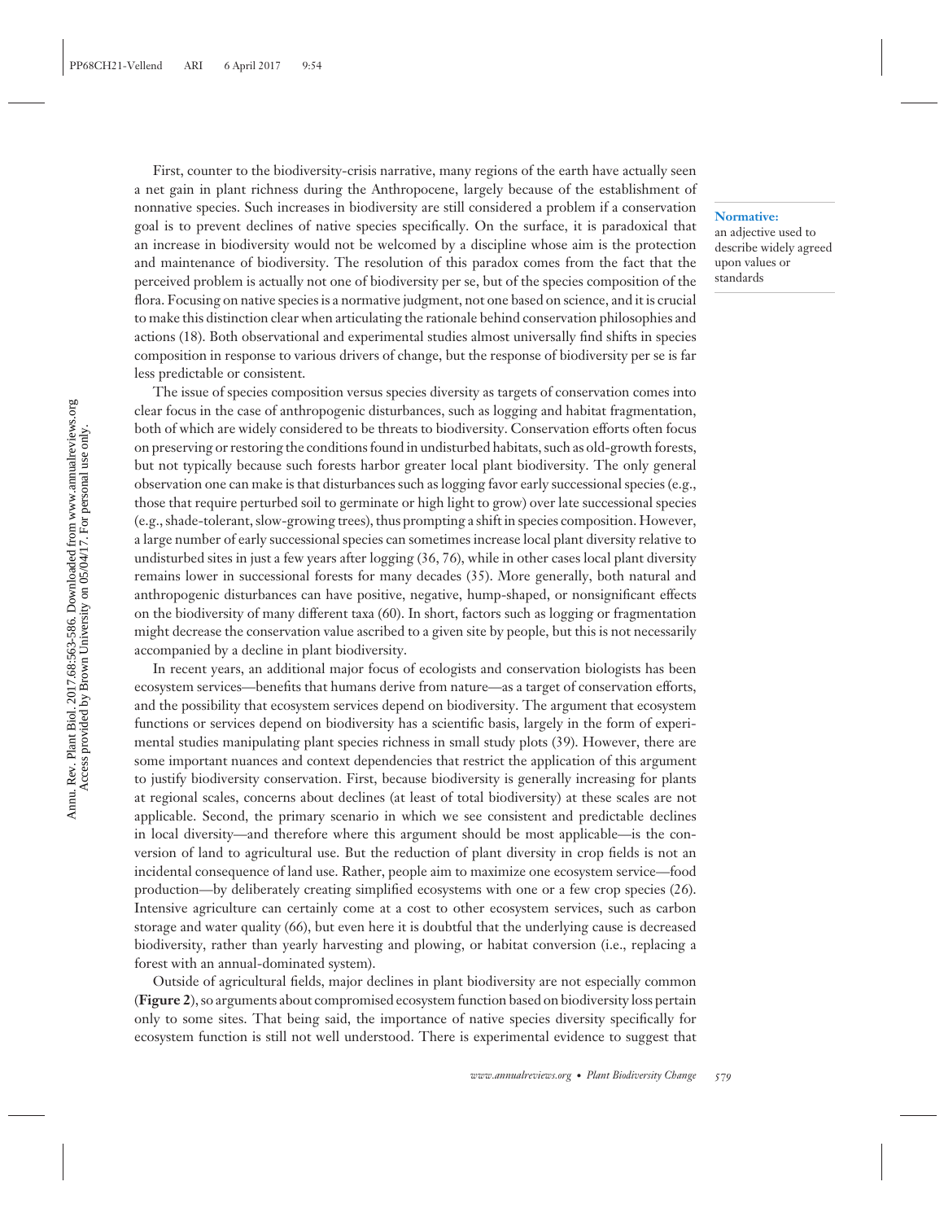First, counter to the biodiversity-crisis narrative, many regions of the earth have actually seen a net gain in plant richness during the Anthropocene, largely because of the establishment of nonnative species. Such increases in biodiversity are still considered a problem if a conservation goal is to prevent declines of native species specifically. On the surface, it is paradoxical that an increase in biodiversity would not be welcomed by a discipline whose aim is the protection and maintenance of biodiversity. The resolution of this paradox comes from the fact that the perceived problem is actually not one of biodiversity per se, but of the species composition of the flora. Focusing on native species is a normative judgment, not one based on science, and it is crucial to make this distinction clear when articulating the rationale behind conservation philosophies and actions (18). Both observational and experimental studies almost universally find shifts in species composition in response to various drivers of change, but the response of biodiversity per se is far less predictable or consistent.

**Normative:** an adjective used to describe widely agreed upon values or standards

The issue of species composition versus species diversity as targets of conservation comes into clear focus in the case of anthropogenic disturbances, such as logging and habitat fragmentation, both of which are widely considered to be threats to biodiversity. Conservation efforts often focus on preserving or restoring the conditions found in undisturbed habitats, such as old-growth forests, but not typically because such forests harbor greater local plant biodiversity. The only general observation one can make is that disturbances such as logging favor early successional species (e.g., those that require perturbed soil to germinate or high light to grow) over late successional species (e.g., shade-tolerant, slow-growing trees), thus prompting a shift in species composition. However, a large number of early successional species can sometimes increase local plant diversity relative to undisturbed sites in just a few years after logging (36, 76), while in other cases local plant diversity remains lower in successional forests for many decades (35). More generally, both natural and anthropogenic disturbances can have positive, negative, hump-shaped, or nonsignificant effects on the biodiversity of many different taxa (60). In short, factors such as logging or fragmentation might decrease the conservation value ascribed to a given site by people, but this is not necessarily accompanied by a decline in plant biodiversity.

In recent years, an additional major focus of ecologists and conservation biologists has been ecosystem services—benefits that humans derive from nature—as a target of conservation efforts, and the possibility that ecosystem services depend on biodiversity. The argument that ecosystem functions or services depend on biodiversity has a scientific basis, largely in the form of experimental studies manipulating plant species richness in small study plots (39). However, there are some important nuances and context dependencies that restrict the application of this argument to justify biodiversity conservation. First, because biodiversity is generally increasing for plants at regional scales, concerns about declines (at least of total biodiversity) at these scales are not applicable. Second, the primary scenario in which we see consistent and predictable declines in local diversity—and therefore where this argument should be most applicable—is the conversion of land to agricultural use. But the reduction of plant diversity in crop fields is not an incidental consequence of land use. Rather, people aim to maximize one ecosystem service—food production—by deliberately creating simplified ecosystems with one or a few crop species (26). Intensive agriculture can certainly come at a cost to other ecosystem services, such as carbon storage and water quality (66), but even here it is doubtful that the underlying cause is decreased biodiversity, rather than yearly harvesting and plowing, or habitat conversion (i.e., replacing a forest with an annual-dominated system).

Outside of agricultural fields, major declines in plant biodiversity are not especially common (**Figure 2**), so arguments about compromised ecosystem function based on biodiversity loss pertain only to some sites. That being said, the importance of native species diversity specifically for ecosystem function is still not well understood. There is experimental evidence to suggest that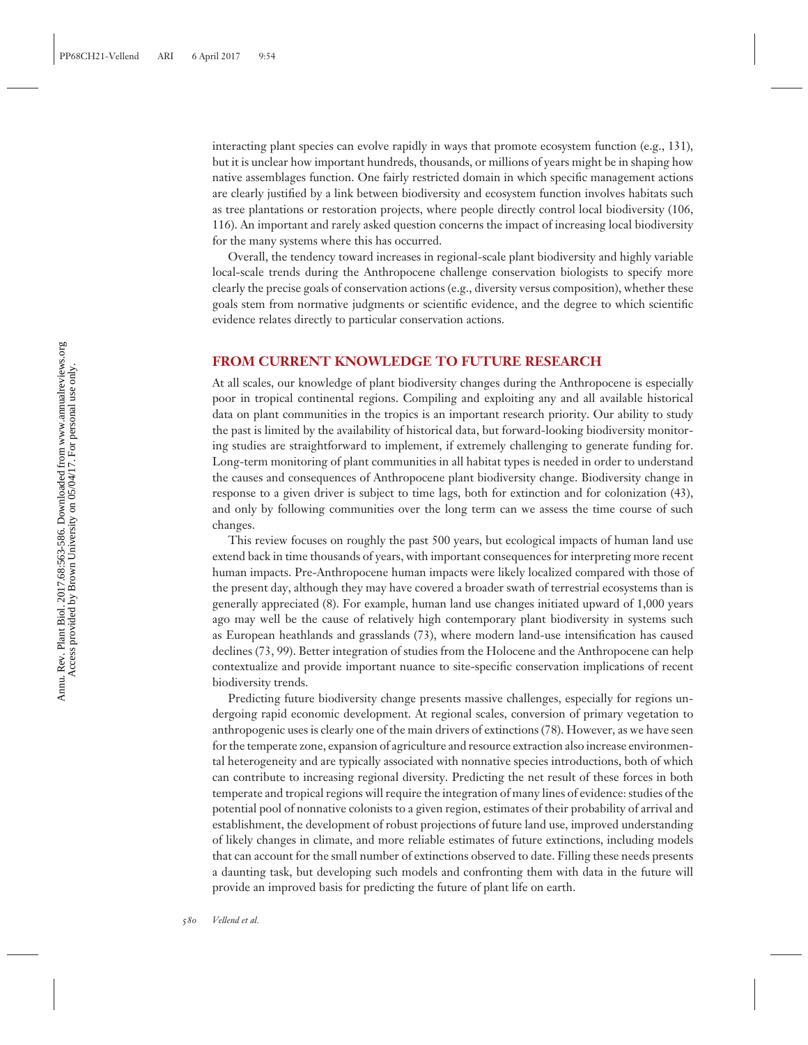interacting plant species can evolve rapidly in ways that promote ecosystem function (e.g., 131), but it is unclear how important hundreds, thousands, or millions of years might be in shaping how native assemblages function. One fairly restricted domain in which specific management actions are clearly justified by a link between biodiversity and ecosystem function involves habitats such as tree plantations or restoration projects, where people directly control local biodiversity (106, 116). An important and rarely asked question concerns the impact of increasing local biodiversity for the many systems where this has occurred.

Overall, the tendency toward increases in regional-scale plant biodiversity and highly variable local-scale trends during the Anthropocene challenge conservation biologists to specify more clearly the precise goals of conservation actions (e.g., diversity versus composition), whether these goals stem from normative judgments or scientific evidence, and the degree to which scientific evidence relates directly to particular conservation actions.

## FROM CURRENT KNOWLEDGE TO FUTURE RESEARCH

At all scales, our knowledge of plant biodiversity changes during the Anthropocene is especially poor in tropical continental regions. Compiling and exploiting any and all available historical data on plant communities in the tropics is an important research priority. Our ability to study the past is limited by the availability of historical data, but forward-looking biodiversity monitoring studies are straightforward to implement, if extremely challenging to generate funding for. Long-term monitoring of plant communities in all habitat types is needed in order to understand the causes and consequences of Anthropocene plant biodiversity change. Biodiversity change in response to a given driver is subject to time lags, both for extinction and for colonization (43), and only by following communities over the long term can we assess the time course of such changes.

This review focuses on roughly the past 500 years, but ecological impacts of human land use extend back in time thousands of years, with important consequences for interpreting more recent human impacts. Pre-Anthropocene human impacts were likely localized compared with those of the present day, although they may have covered a broader swath of terrestrial ecosystems than is generally appreciated (8). For example, human land use changes initiated upward of 1,000 years ago may well be the cause of relatively high contemporary plant biodiversity in systems such as European heathlands and grasslands (73), where modern land-use intensification has caused declines (73, 99). Better integration of studies from the Holocene and the Anthropocene can help contextualize and provide important nuance to site-specific conservation implications of recent biodiversity trends.

Predicting future biodiversity change presents massive challenges, especially for regions undergoing rapid economic development. At regional scales, conversion of primary vegetation to anthropogenic uses is clearly one of the main drivers of extinctions (78). However, as we have seen for the temperate zone, expansion of agriculture and resource extraction also increase environmental heterogeneity and are typically associated with nonnative species introductions, both of which can contribute to increasing regional diversity. Predicting the net result of these forces in both temperate and tropical regions will require the integration of many lines of evidence: studies of the potential pool of nonnative colonists to a given region, estimates of their probability of arrival and establishment, the development of robust projections of future land use, improved understanding of likely changes in climate, and more reliable estimates of future extinctions, including models that can account for the small number of extinctions observed to date. Filling these needs presents a daunting task, but developing such models and confronting them with data in the future will provide an improved basis for predicting the future of plant life on earth.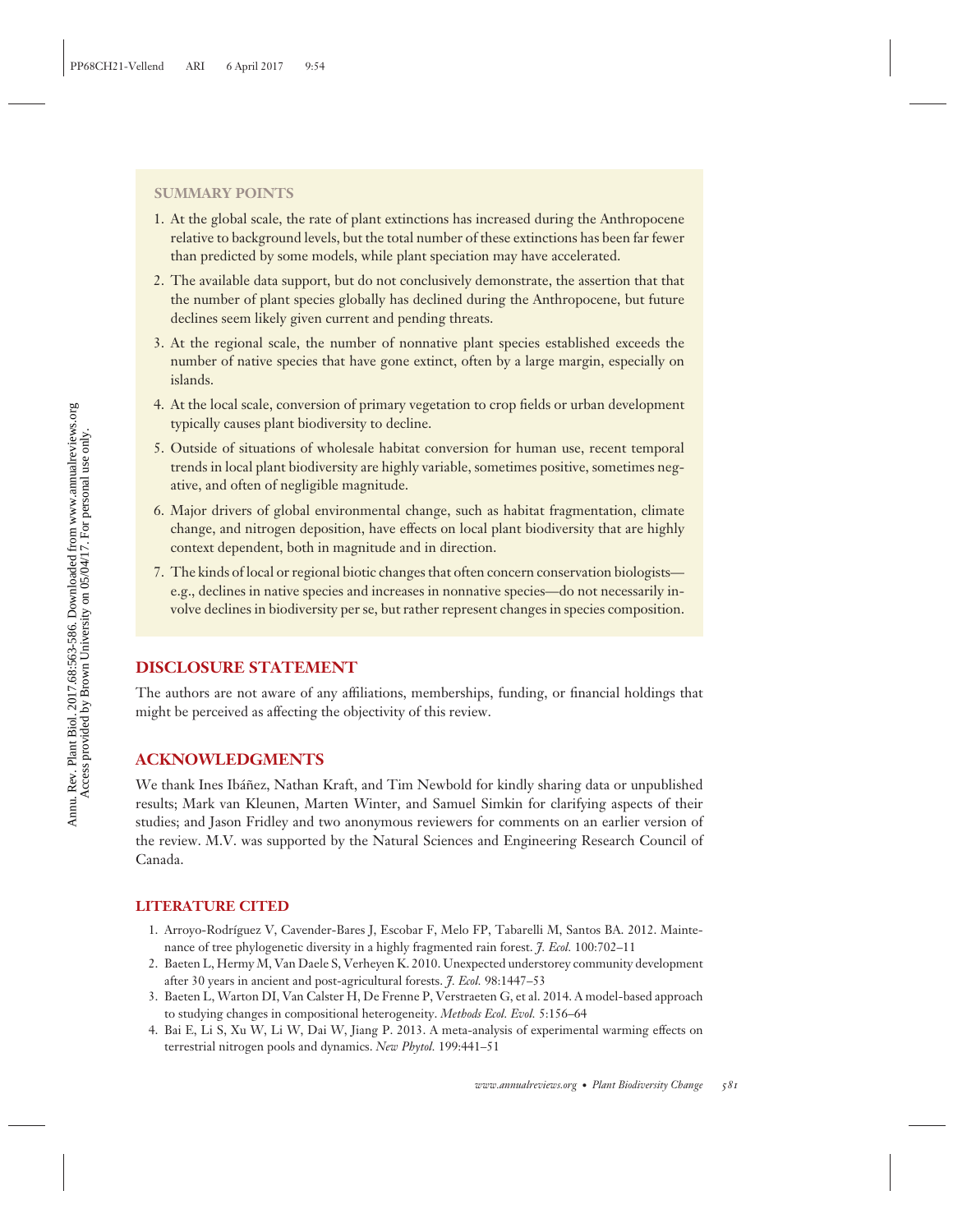## SUMMARY POINTS

1. At the global scale, the rate of plant extinctions has increased during the Anthropocene relative to background levels, but the total number of these extinctions has been far fewer than predicted by some models, while plant speciation may have accelerated.
2. The available data support, but do not conclusively demonstrate, the assertion that that the number of plant species globally has declined during the Anthropocene, but future declines seem likely given current and pending threats.
3. At the regional scale, the number of nonnative plant species established exceeds the number of native species that have gone extinct, often by a large margin, especially on islands.
4. At the local scale, conversion of primary vegetation to crop fields or urban development typically causes plant biodiversity to decline.
5. Outside of situations of wholesale habitat conversion for human use, recent temporal trends in local plant biodiversity are highly variable, sometimes positive, sometimes negative, and often of negligible magnitude.
6. Major drivers of global environmental change, such as habitat fragmentation, climate change, and nitrogen deposition, have effects on local plant biodiversity that are highly context dependent, both in magnitude and in direction.
7. The kinds of local or regional biotic changes that often concern conservation biologists—e.g., declines in native species and increases in nonnative species—do not necessarily involve declines in biodiversity per se, but rather represent changes in species composition.

## DISCLOSURE STATEMENT

The authors are not aware of any affiliations, memberships, funding, or financial holdings that might be perceived as affecting the objectivity of this review.

## ACKNOWLEDGMENTS

We thank Ines Ibáñez, Nathan Kraft, and Tim Newbold for kindly sharing data or unpublished results; Mark van Kleunen, Marten Winter, and Samuel Simkin for clarifying aspects of their studies; and Jason Fridley and two anonymous reviewers for comments on an earlier version of the review. M.V. was supported by the Natural Sciences and Engineering Research Council of Canada.

## LITERATURE CITED

1. Arroyo-Rodríguez V, Cavender-Bares J, Escobar F, Melo FP, Tabarelli M, Santos BA. 2012. Maintenance of tree phylogenetic diversity in a highly fragmented rain forest. *J. Ecol.* 100:702–11
2. Baeten L, Hermy M, Van Daele S, Verheyen K. 2010. Unexpected understorey community development after 30 years in ancient and post-agricultural forests. *J. Ecol.* 98:1447–53
3. Baeten L, Warton DI, Van Calster H, De Frenne P, Verstraeten G, et al. 2014. A model-based approach to studying changes in compositional heterogeneity. *Methods Ecol. Evol.* 5:156–64
4. Bai E, Li S, Xu W, Li W, Dai W, Jiang P. 2013. A meta-analysis of experimental warming effects on terrestrial nitrogen pools and dynamics. *New Phytol.* 199:441–51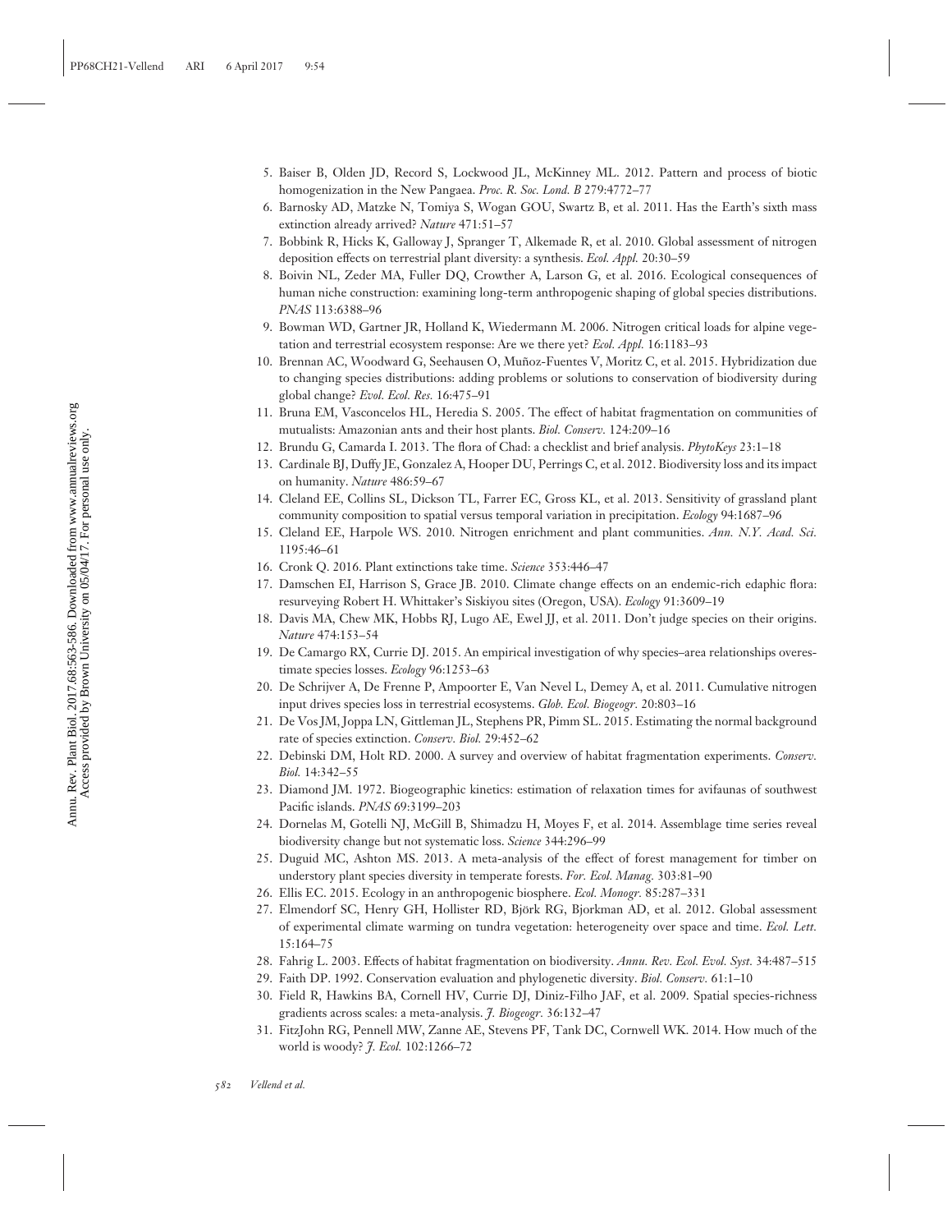5. Baiser B, Olden JD, Record S, Lockwood JL, McKinney ML. 2012. Pattern and process of biotic homogenization in the New Pangaea. *Proc. R. Soc. Lond. B* 279:4772–77
6. Barnosky AD, Matzke N, Tomiya S, Wogan GOU, Swartz B, et al. 2011. Has the Earth's sixth mass extinction already arrived? *Nature* 471:51–57
7. Bobbink R, Hicks K, Galloway J, Spranger T, Alkemade R, et al. 2010. Global assessment of nitrogen deposition effects on terrestrial plant diversity: a synthesis. *Ecol. Appl.* 20:30–59
8. Boivin NL, Zeder MA, Fuller DQ, Crowther A, Larson G, et al. 2016. Ecological consequences of human niche construction: examining long-term anthropogenic shaping of global species distributions. *PNAS* 113:6388–96
9. Bowman WD, Gartner JR, Holland K, Wiedermann M. 2006. Nitrogen critical loads for alpine vegetation and terrestrial ecosystem response: Are we there yet? *Ecol. Appl.* 16:1183–93
10. Brennan AC, Woodward G, Seehausen O, Muñoz-Fuentes V, Moritz C, et al. 2015. Hybridization due to changing species distributions: adding problems or solutions to conservation of biodiversity during global change? *Evol. Ecol. Res.* 16:475–91
11. Bruna EM, Vasconcelos HL, Heredia S. 2005. The effect of habitat fragmentation on communities of mutualists: Amazonian ants and their host plants. *Biol. Conserv.* 124:209–16
12. Brundu G, Camarda I. 2013. The flora of Chad: a checklist and brief analysis. *PhytoKeys* 23:1–18
13. Cardinale BJ, Duffy JE, Gonzalez A, Hooper DU, Perrings C, et al. 2012. Biodiversity loss and its impact on humanity. *Nature* 486:59–67
14. Cleland EE, Collins SL, Dickson TL, Farrer EC, Gross KL, et al. 2013. Sensitivity of grassland plant community composition to spatial versus temporal variation in precipitation. *Ecology* 94:1687–96
15. Cleland EE, Harpole WS. 2010. Nitrogen enrichment and plant communities. *Ann. N.Y. Acad. Sci.* 1195:46–61
16. Cronk Q. 2016. Plant extinctions take time. *Science* 353:446–47
17. Damschen EI, Harrison S, Grace JB. 2010. Climate change effects on an endemic-rich edaphic flora: resurveying Robert H. Whittaker's Siskiyou sites (Oregon, USA). *Ecology* 91:3609–19
18. Davis MA, Chew MK, Hobbs RJ, Lugo AE, Ewel JJ, et al. 2011. Don't judge species on their origins. *Nature* 474:153–54
19. De Camargo RX, Currie DJ. 2015. An empirical investigation of why species–area relationships overestimate species losses. *Ecology* 96:1253–63
20. De Schrijver A, De Frenne P, Ampoorter E, Van Nevel L, Demey A, et al. 2011. Cumulative nitrogen input drives species loss in terrestrial ecosystems. *Glob. Ecol. Biogeogr.* 20:803–16
21. De Vos JM, Joppa LN, Gittleman JL, Stephens PR, Pimm SL. 2015. Estimating the normal background rate of species extinction. *Conserv. Biol.* 29:452–62
22. Debinski DM, Holt RD. 2000. A survey and overview of habitat fragmentation experiments. *Conserv. Biol.* 14:342–55
23. Diamond JM. 1972. Biogeographic kinetics: estimation of relaxation times for avifaunas of southwest Pacific islands. *PNAS* 69:3199–203
24. Dornelas M, Gotelli NJ, McGill B, Shimadzu H, Moyes F, et al. 2014. Assemblage time series reveal biodiversity change but not systematic loss. *Science* 344:296–99
25. Duguid MC, Ashton MS. 2013. A meta-analysis of the effect of forest management for timber on understory plant species diversity in temperate forests. *For. Ecol. Manag.* 303:81–90
26. Ellis EC. 2015. Ecology in an anthropogenic biosphere. *Ecol. Monogr.* 85:287–331
27. Elmendorf SC, Henry GH, Hollister RD, Björk RG, Bjorkman AD, et al. 2012. Global assessment of experimental climate warming on tundra vegetation: heterogeneity over space and time. *Ecol. Lett.* 15:164–75
28. Fahrig L. 2003. Effects of habitat fragmentation on biodiversity. *Annu. Rev. Ecol. Evol. Syst.* 34:487–515
29. Faith DP. 1992. Conservation evaluation and phylogenetic diversity. *Biol. Conserv.* 61:1–10
30. Field R, Hawkins BA, Cornell HV, Currie DJ, Diniz-Filho JAF, et al. 2009. Spatial species-richness gradients across scales: a meta-analysis. *J. Biogeogr.* 36:132–47
31. FitzJohn RG, Pennell MW, Zanne AE, Stevens PF, Tank DC, Cornwell WK. 2014. How much of the world is woody? *J. Ecol.* 102:1266–72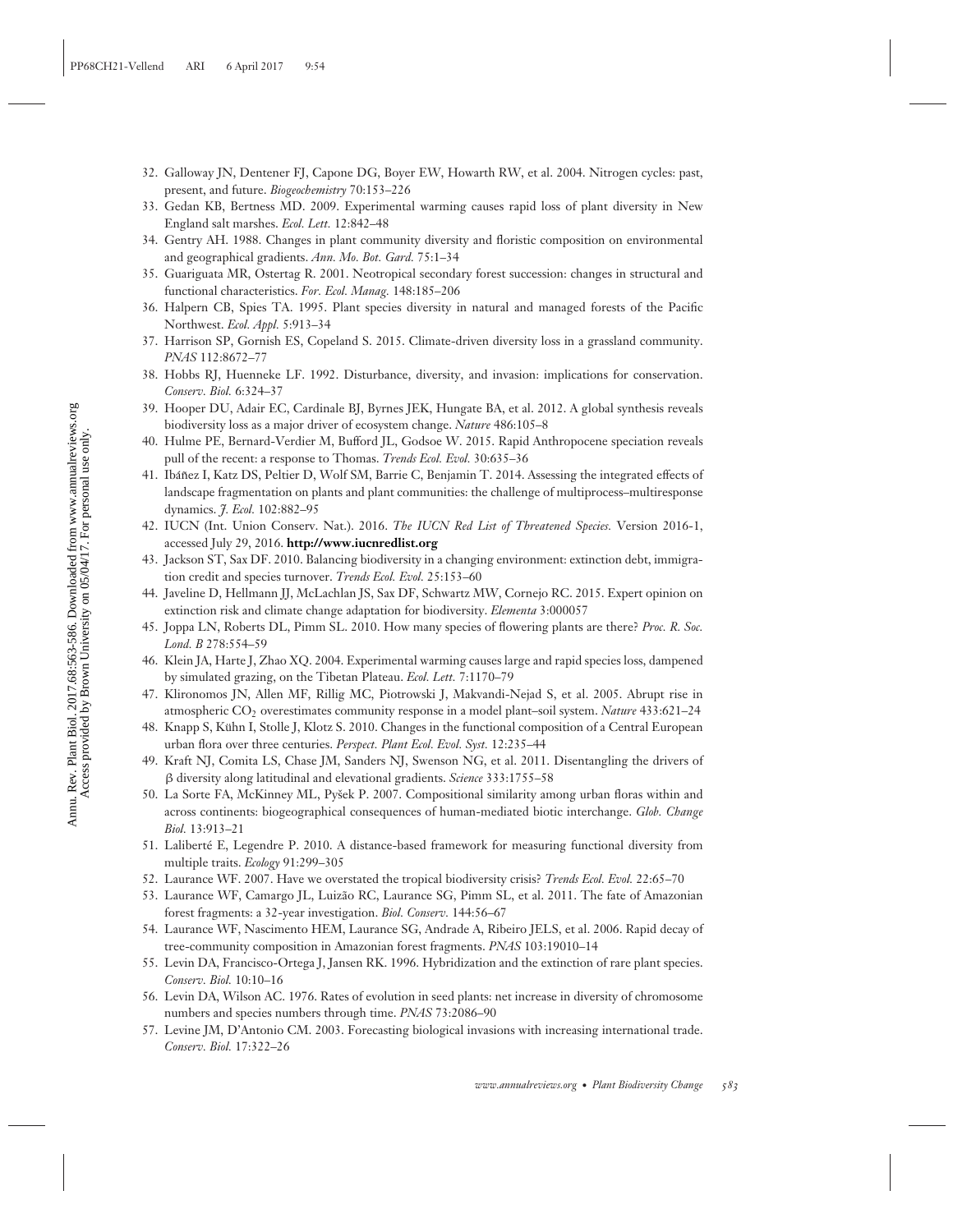32. Galloway JN, Dentener FJ, Capone DG, Boyer EW, Howarth RW, et al. 2004. Nitrogen cycles: past, present, and future. *Biogeochemistry* 70:153–226
33. Gedan KB, Bertness MD. 2009. Experimental warming causes rapid loss of plant diversity in New England salt marshes. *Ecol. Lett.* 12:842–48
34. Gentry AH. 1988. Changes in plant community diversity and floristic composition on environmental and geographical gradients. *Ann. Mo. Bot. Gard.* 75:1–34
35. Guariguata MR, Ostertag R. 2001. Neotropical secondary forest succession: changes in structural and functional characteristics. *For. Ecol. Manag.* 148:185–206
36. Halpern CB, Spies TA. 1995. Plant species diversity in natural and managed forests of the Pacific Northwest. *Ecol. Appl.* 5:913–34
37. Harrison SP, Gornish ES, Copeland S. 2015. Climate-driven diversity loss in a grassland community. *PNAS* 112:8672–77
38. Hobbs RJ, Huenneke LF. 1992. Disturbance, diversity, and invasion: implications for conservation. *Conserv. Biol.* 6:324–37
39. Hooper DU, Adair EC, Cardinale BJ, Byrnes JEK, Hungate BA, et al. 2012. A global synthesis reveals biodiversity loss as a major driver of ecosystem change. *Nature* 486:105–8
40. Hulme PE, Bernard-Verdier M, Bufford JL, Godsoe W. 2015. Rapid Anthropocene speciation reveals pull of the recent: a response to Thomas. *Trends Ecol. Evol.* 30:635–36
41. Ibáñez I, Katz DS, Peltier D, Wolf SM, Barrie C, Benjamin T. 2014. Assessing the integrated effects of landscape fragmentation on plants and plant communities: the challenge of multiprocess–multiresponse dynamics. *J. Ecol.* 102:882–95
42. IUCN (Int. Union Conserv. Nat.). 2016. *The IUCN Red List of Threatened Species.* Version 2016-1, accessed July 29, 2016. **http://www.iucnredlist.org**
43. Jackson ST, Sax DF. 2010. Balancing biodiversity in a changing environment: extinction debt, immigration credit and species turnover. *Trends Ecol. Evol.* 25:153–60
44. Javeline D, Hellmann JJ, McLachlan JS, Sax DF, Schwartz MW, Cornejo RC. 2015. Expert opinion on extinction risk and climate change adaptation for biodiversity. *Elementa* 3:000057
45. Joppa LN, Roberts DL, Pimm SL. 2010. How many species of flowering plants are there? *Proc. R. Soc. Lond. B* 278:554–59
46. Klein JA, Harte J, Zhao XQ. 2004. Experimental warming causes large and rapid species loss, dampened by simulated grazing, on the Tibetan Plateau. *Ecol. Lett.* 7:1170–79
47. Klironomos JN, Allen MF, Rillig MC, Piotrowski J, Makvandi-Nejad S, et al. 2005. Abrupt rise in atmospheric $CO_2$ overestimates community response in a model plant–soil system. *Nature* 433:621–24
48. Knapp S, Kühn I, Stolle J, Klotz S. 2010. Changes in the functional composition of a Central European urban flora over three centuries. *Perspect. Plant Ecol. Evol. Syst.* 12:235–44
49. Kraft NJ, Comita LS, Chase JM, Sanders NJ, Swenson NG, et al. 2011. Disentangling the drivers of β diversity along latitudinal and elevational gradients. *Science* 333:1755–58
50. La Sorte FA, McKinney ML, Pyšek P. 2007. Compositional similarity among urban floras within and across continents: biogeographical consequences of human-mediated biotic interchange. *Glob. Change Biol.* 13:913–21
51. Laliberté E, Legendre P. 2010. A distance-based framework for measuring functional diversity from multiple traits. *Ecology* 91:299–305
52. Laurance WF. 2007. Have we overstated the tropical biodiversity crisis? *Trends Ecol. Evol.* 22:65–70
53. Laurance WF, Camargo JL, Luizão RC, Laurance SG, Pimm SL, et al. 2011. The fate of Amazonian forest fragments: a 32-year investigation. *Biol. Conserv.* 144:56–67
54. Laurance WF, Nascimento HEM, Laurance SG, Andrade A, Ribeiro JELS, et al. 2006. Rapid decay of tree-community composition in Amazonian forest fragments. *PNAS* 103:19010–14
55. Levin DA, Francisco-Ortega J, Jansen RK. 1996. Hybridization and the extinction of rare plant species. *Conserv. Biol.* 10:10–16
56. Levin DA, Wilson AC. 1976. Rates of evolution in seed plants: net increase in diversity of chromosome numbers and species numbers through time. *PNAS* 73:2086–90
57. Levine JM, D'Antonio CM. 2003. Forecasting biological invasions with increasing international trade. *Conserv. Biol.* 17:322–26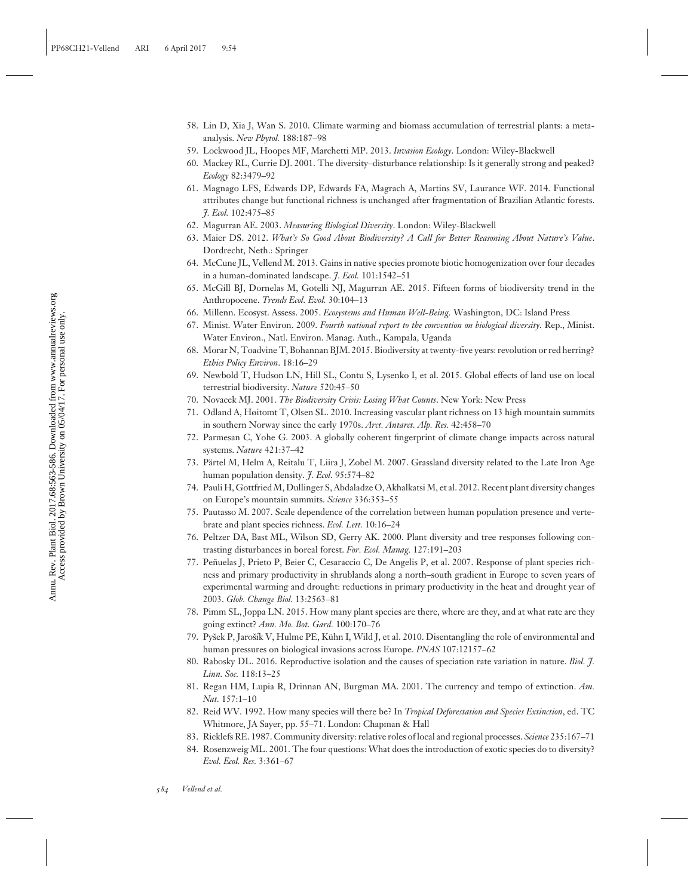58. Lin D, Xia J, Wan S. 2010. Climate warming and biomass accumulation of terrestrial plants: a meta-analysis. *New Phytol.* 188:187–98
59. Lockwood JL, Hoopes MF, Marchetti MP. 2013. *Invasion Ecology*. London: Wiley-Blackwell
60. Mackey RL, Currie DJ. 2001. The diversity–disturbance relationship: Is it generally strong and peaked? *Ecology* 82:3479–92
61. Magnago LFS, Edwards DP, Edwards FA, Magrach A, Martins SV, Laurance WF. 2014. Functional attributes change but functional richness is unchanged after fragmentation of Brazilian Atlantic forests. *J. Ecol.* 102:475–85
62. Magurran AE. 2003. *Measuring Biological Diversity*. London: Wiley-Blackwell
63. Maier DS. 2012. *What's So Good About Biodiversity? A Call for Better Reasoning About Nature's Value*. Dordrecht, Neth.: Springer
64. McCune JL, Vellend M. 2013. Gains in native species promote biotic homogenization over four decades in a human-dominated landscape. *J. Ecol.* 101:1542–51
65. McGill BJ, Dornelas M, Gotelli NJ, Magurran AE. 2015. Fifteen forms of biodiversity trend in the Anthropocene. *Trends Ecol. Evol.* 30:104–13
66. Millenn. Ecosyst. Assess. 2005. *Ecosystems and Human Well-Being.* Washington, DC: Island Press
67. Minist. Water Environ. 2009. *Fourth national report to the convention on biological diversity.* Rep., Minist. Water Environ., Natl. Environ. Manag. Auth., Kampala, Uganda
68. Morar N, Toadvine T, Bohannan BJM. 2015. Biodiversity at twenty-five years: revolution or red herring? *Ethics Policy Environ*. 18:16–29
69. Newbold T, Hudson LN, Hill SL, Contu S, Lysenko I, et al. 2015. Global effects of land use on local terrestrial biodiversity. *Nature* 520:45–50
70. Novacek MJ. 2001. *The Biodiversity Crisis: Losing What Counts*. New York: New Press
71. Odland A, Høitomt T, Olsen SL. 2010. Increasing vascular plant richness on 13 high mountain summits in southern Norway since the early 1970s. *Arct. Antarct. Alp. Res.* 42:458–70
72. Parmesan C, Yohe G. 2003. A globally coherent fingerprint of climate change impacts across natural systems. *Nature* 421:37–42
73. Pärtel M, Helm A, Reitalu T, Liira J, Zobel M. 2007. Grassland diversity related to the Late Iron Age human population density. *J. Ecol.* 95:574–82
74. Pauli H, Gottfried M, Dullinger S, Abdaladze O, Akhalkatsi M, et al. 2012. Recent plant diversity changes on Europe's mountain summits. *Science* 336:353–55
75. Pautasso M. 2007. Scale dependence of the correlation between human population presence and vertebrate and plant species richness. *Ecol. Lett.* 10:16–24
76. Peltzer DA, Bast ML, Wilson SD, Gerry AK. 2000. Plant diversity and tree responses following contrasting disturbances in boreal forest. *For. Ecol. Manag.* 127:191–203
77. Peñuelas J, Prieto P, Beier C, Cesaraccio C, De Angelis P, et al. 2007. Response of plant species richness and primary productivity in shrublands along a north–south gradient in Europe to seven years of experimental warming and drought: reductions in primary productivity in the heat and drought year of 2003. *Glob. Change Biol.* 13:2563–81
78. Pimm SL, Joppa LN. 2015. How many plant species are there, where are they, and at what rate are they going extinct? *Ann. Mo. Bot. Gard.* 100:170–76
79. Pyšek P, Jarošík V, Hulme PE, Kühn I, Wild J, et al. 2010. Disentangling the role of environmental and human pressures on biological invasions across Europe. *PNAS* 107:12157–62
80. Rabosky DL. 2016. Reproductive isolation and the causes of speciation rate variation in nature. *Biol. J. Linn. Soc.* 118:13–25
81. Regan HM, Lupia R, Drinnan AN, Burgman MA. 2001. The currency and tempo of extinction. *Am. Nat.* 157:1–10
82. Reid WV. 1992. How many species will there be? In *Tropical Deforestation and Species Extinction*, ed. TC Whitmore, JA Sayer, pp. 55–71. London: Chapman & Hall
83. Ricklefs RE. 1987. Community diversity: relative roles of local and regional processes. *Science* 235:167–71
84. Rosenzweig ML. 2001. The four questions: What does the introduction of exotic species do to diversity? *Evol. Ecol. Res.* 3:361–67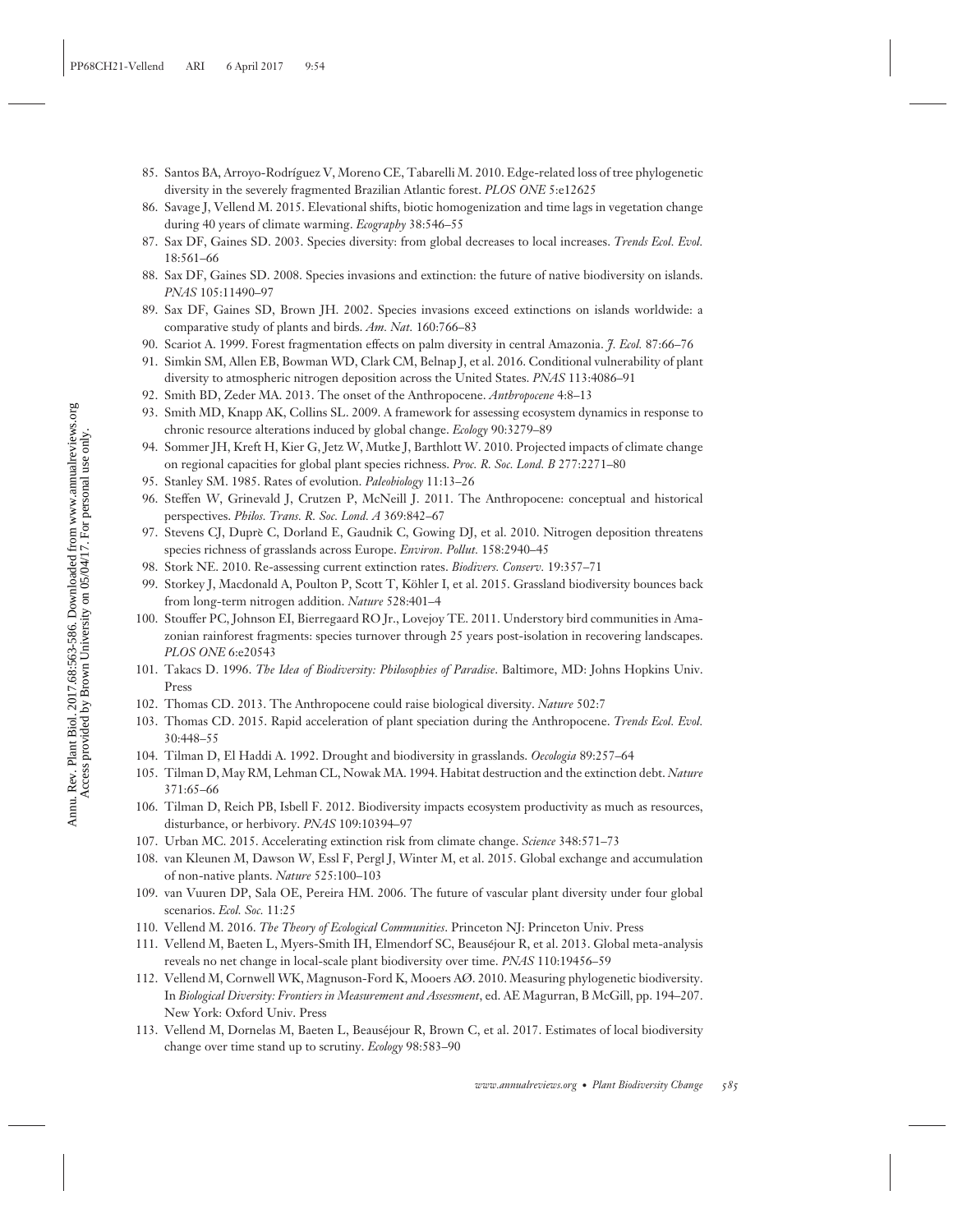85. Santos BA, Arroyo-Rodríguez V, Moreno CE, Tabarelli M. 2010. Edge-related loss of tree phylogenetic diversity in the severely fragmented Brazilian Atlantic forest. *PLOS ONE* 5:e12625
86. Savage J, Vellend M. 2015. Elevational shifts, biotic homogenization and time lags in vegetation change during 40 years of climate warming. *Ecography* 38:546–55
87. Sax DF, Gaines SD. 2003. Species diversity: from global decreases to local increases. *Trends Ecol. Evol.* 18:561–66
88. Sax DF, Gaines SD. 2008. Species invasions and extinction: the future of native biodiversity on islands. *PNAS* 105:11490–97
89. Sax DF, Gaines SD, Brown JH. 2002. Species invasions exceed extinctions on islands worldwide: a comparative study of plants and birds. *Am. Nat.* 160:766–83
90. Scariot A. 1999. Forest fragmentation effects on palm diversity in central Amazonia. *J. Ecol.* 87:66–76
91. Simkin SM, Allen EB, Bowman WD, Clark CM, Belnap J, et al. 2016. Conditional vulnerability of plant diversity to atmospheric nitrogen deposition across the United States. *PNAS* 113:4086–91
92. Smith BD, Zeder MA. 2013. The onset of the Anthropocene. *Anthropocene* 4:8–13
93. Smith MD, Knapp AK, Collins SL. 2009. A framework for assessing ecosystem dynamics in response to chronic resource alterations induced by global change. *Ecology* 90:3279–89
94. Sommer JH, Kreft H, Kier G, Jetz W, Mutke J, Barthlott W. 2010. Projected impacts of climate change on regional capacities for global plant species richness. *Proc. R. Soc. Lond. B* 277:2271–80
95. Stanley SM. 1985. Rates of evolution. *Paleobiology* 11:13–26
96. Steffen W, Grinevald J, Crutzen P, McNeill J. 2011. The Anthropocene: conceptual and historical perspectives. *Philos. Trans. R. Soc. Lond. A* 369:842–67
97. Stevens CJ, Duprè C, Dorland E, Gaudnik C, Gowing DJ, et al. 2010. Nitrogen deposition threatens species richness of grasslands across Europe. *Environ. Pollut.* 158:2940–45
98. Stork NE. 2010. Re-assessing current extinction rates. *Biodivers. Conserv.* 19:357–71
99. Storkey J, Macdonald A, Poulton P, Scott T, Köhler I, et al. 2015. Grassland biodiversity bounces back from long-term nitrogen addition. *Nature* 528:401–4
100. Stouffer PC, Johnson EI, Bierregaard RO Jr., Lovejoy TE. 2011. Understory bird communities in Amazonian rainforest fragments: species turnover through 25 years post-isolation in recovering landscapes. *PLOS ONE* 6:e20543
101. Takacs D. 1996. *The Idea of Biodiversity: Philosophies of Paradise*. Baltimore, MD: Johns Hopkins Univ. Press
102. Thomas CD. 2013. The Anthropocene could raise biological diversity. *Nature* 502:7
103. Thomas CD. 2015. Rapid acceleration of plant speciation during the Anthropocene. *Trends Ecol. Evol.* 30:448–55
104. Tilman D, El Haddi A. 1992. Drought and biodiversity in grasslands. *Oecologia* 89:257–64
105. Tilman D, May RM, Lehman CL, Nowak MA. 1994. Habitat destruction and the extinction debt. *Nature* 371:65–66
106. Tilman D, Reich PB, Isbell F. 2012. Biodiversity impacts ecosystem productivity as much as resources, disturbance, or herbivory. *PNAS* 109:10394–97
107. Urban MC. 2015. Accelerating extinction risk from climate change. *Science* 348:571–73
108. van Kleunen M, Dawson W, Essl F, Pergl J, Winter M, et al. 2015. Global exchange and accumulation of non-native plants. *Nature* 525:100–103
109. van Vuuren DP, Sala OE, Pereira HM. 2006. The future of vascular plant diversity under four global scenarios. *Ecol. Soc.* 11:25
110. Vellend M. 2016. *The Theory of Ecological Communities*. Princeton NJ: Princeton Univ. Press
111. Vellend M, Baeten L, Myers-Smith IH, Elmendorf SC, Beauséjour R, et al. 2013. Global meta-analysis reveals no net change in local-scale plant biodiversity over time. *PNAS* 110:19456–59
112. Vellend M, Cornwell WK, Magnuson-Ford K, Mooers AØ. 2010. Measuring phylogenetic biodiversity. In *Biological Diversity: Frontiers in Measurement and Assessment*, ed. AE Magurran, B McGill, pp. 194–207. New York: Oxford Univ. Press
113. Vellend M, Dornelas M, Baeten L, Beauséjour R, Brown C, et al. 2017. Estimates of local biodiversity change over time stand up to scrutiny. *Ecology* 98:583–90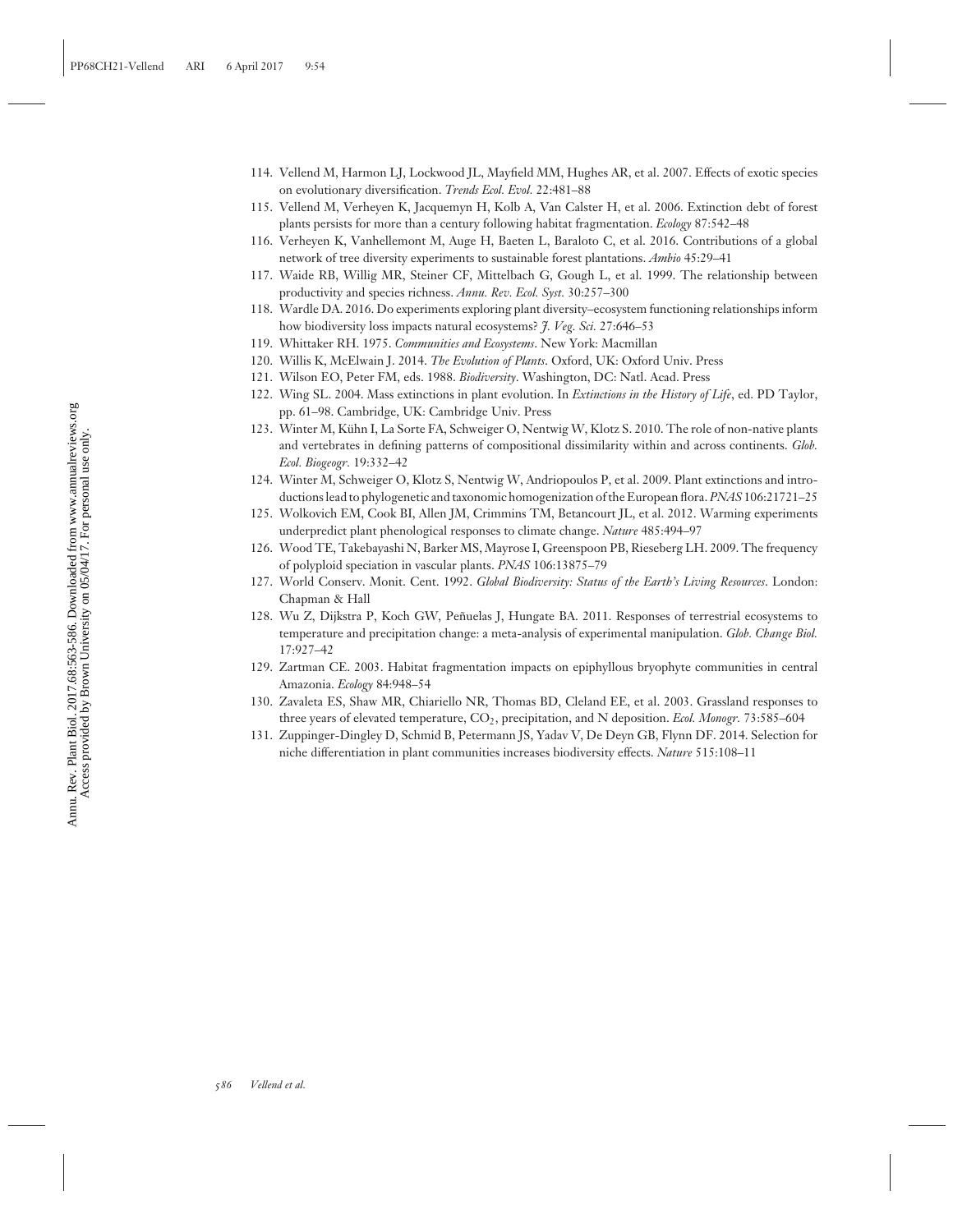114. Vellend M, Harmon LJ, Lockwood JL, Mayfield MM, Hughes AR, et al. 2007. Effects of exotic species on evolutionary diversification. *Trends Ecol. Evol.* 22:481–88
115. Vellend M, Verheyen K, Jacquemyn H, Kolb A, Van Calster H, et al. 2006. Extinction debt of forest plants persists for more than a century following habitat fragmentation. *Ecology* 87:542–48
116. Verheyen K, Vanhellemont M, Auge H, Baeten L, Baraloto C, et al. 2016. Contributions of a global network of tree diversity experiments to sustainable forest plantations. *Ambio* 45:29–41
117. Waide RB, Willig MR, Steiner CF, Mittelbach G, Gough L, et al. 1999. The relationship between productivity and species richness. *Annu. Rev. Ecol. Syst.* 30:257–300
118. Wardle DA. 2016. Do experiments exploring plant diversity–ecosystem functioning relationships inform how biodiversity loss impacts natural ecosystems? *J. Veg. Sci.* 27:646–53
119. Whittaker RH. 1975. *Communities and Ecosystems*. New York: Macmillan
120. Willis K, McElwain J. 2014. *The Evolution of Plants*. Oxford, UK: Oxford Univ. Press
121. Wilson EO, Peter FM, eds. 1988. *Biodiversity*. Washington, DC: Natl. Acad. Press
122. Wing SL. 2004. Mass extinctions in plant evolution. In *Extinctions in the History of Life*, ed. PD Taylor, pp. 61–98. Cambridge, UK: Cambridge Univ. Press
123. Winter M, Kühn I, La Sorte FA, Schweiger O, Nentwig W, Klotz S. 2010. The role of non-native plants and vertebrates in defining patterns of compositional dissimilarity within and across continents. *Glob. Ecol. Biogeogr.* 19:332–42
124. Winter M, Schweiger O, Klotz S, Nentwig W, Andriopoulos P, et al. 2009. Plant extinctions and introductions lead to phylogenetic and taxonomic homogenization of the European flora. *PNAS* 106:21721–25
125. Wolkovich EM, Cook BI, Allen JM, Crimmins TM, Betancourt JL, et al. 2012. Warming experiments underpredict plant phenological responses to climate change. *Nature* 485:494–97
126. Wood TE, Takebayashi N, Barker MS, Mayrose I, Greenspoon PB, Rieseberg LH. 2009. The frequency of polyploid speciation in vascular plants. *PNAS* 106:13875–79
127. World Conserv. Monit. Cent. 1992. *Global Biodiversity: Status of the Earth's Living Resources*. London: Chapman & Hall
128. Wu Z, Dijkstra P, Koch GW, Peñuelas J, Hungate BA. 2011. Responses of terrestrial ecosystems to temperature and precipitation change: a meta-analysis of experimental manipulation. *Glob. Change Biol.* 17:927–42
129. Zartman CE. 2003. Habitat fragmentation impacts on epiphyllous bryophyte communities in central Amazonia. *Ecology* 84:948–54
130. Zavaleta ES, Shaw MR, Chiariello NR, Thomas BD, Cleland EE, et al. 2003. Grassland responses to three years of elevated temperature, $CO_2$, precipitation, and N deposition. *Ecol. Monogr.* 73:585–604
131. Zuppinger-Dingley D, Schmid B, Petermann JS, Yadav V, De Deyn GB, Flynn DF. 2014. Selection for niche differentiation in plant communities increases biodiversity effects. *Nature* 515:108–11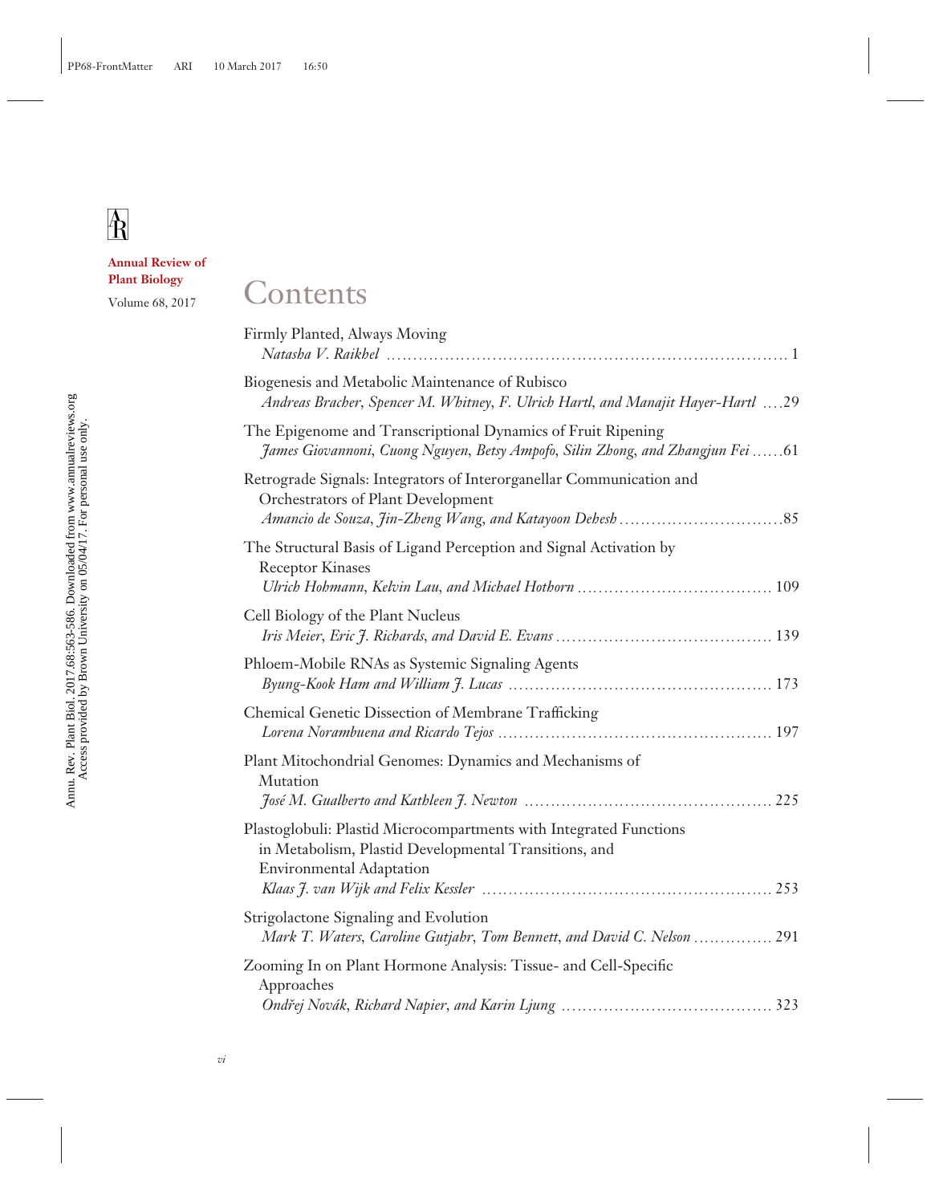**Annual Review of Plant Biology**

Volume 68, 2017

# Contents

Firmly Planted, Always Moving
*Natasha V. Raikhel* ........................................................................ 1

Biogenesis and Metabolic Maintenance of Rubisco
*Andreas Bracher, Spencer M. Whitney, F. Ulrich Hartl, and Manajit Hayer-Hartl* ....29

The Epigenome and Transcriptional Dynamics of Fruit Ripening
*James Giovannoni, Cuong Nguyen, Betsy Ampofo, Silin Zhong, and Zhangjun Fei* ......61

Retrograde Signals: Integrators of Interorganellar Communication and Orchestrators of Plant Development
*Amancio de Souza, Jin-Zheng Wang, and Katayoon Dehesh* ..............................85

The Structural Basis of Ligand Perception and Signal Activation by Receptor Kinases
*Ulrich Hohmann, Kelvin Lau, and Michael Hothorn* .................................... 109

Cell Biology of the Plant Nucleus
*Iris Meier, Eric J. Richards, and David E. Evans* ........................................ 139

Phloem-Mobile RNAs as Systemic Signaling Agents
*Byung-Kook Ham and William J. Lucas* .................................................. 173

Chemical Genetic Dissection of Membrane Trafficking
*Lorena Norambuena and Ricardo Tejos* ................................................... 197

Plant Mitochondrial Genomes: Dynamics and Mechanisms of Mutation
*José M. Gualberto and Kathleen J. Newton* .............................................. 225

Plastoglobuli: Plastid Microcompartments with Integrated Functions in Metabolism, Plastid Developmental Transitions, and Environmental Adaptation
*Klaas J. van Wijk and Felix Kessler* ...................................................... 253

Strigolactone Signaling and Evolution
*Mark T. Waters, Caroline Gutjahr, Tom Bennett, and David C. Nelson* ............... 291

Zooming In on Plant Hormone Analysis: Tissue- and Cell-Specific Approaches
*Ondřej Novák, Richard Napier, and Karin Ljung* ....................................... 323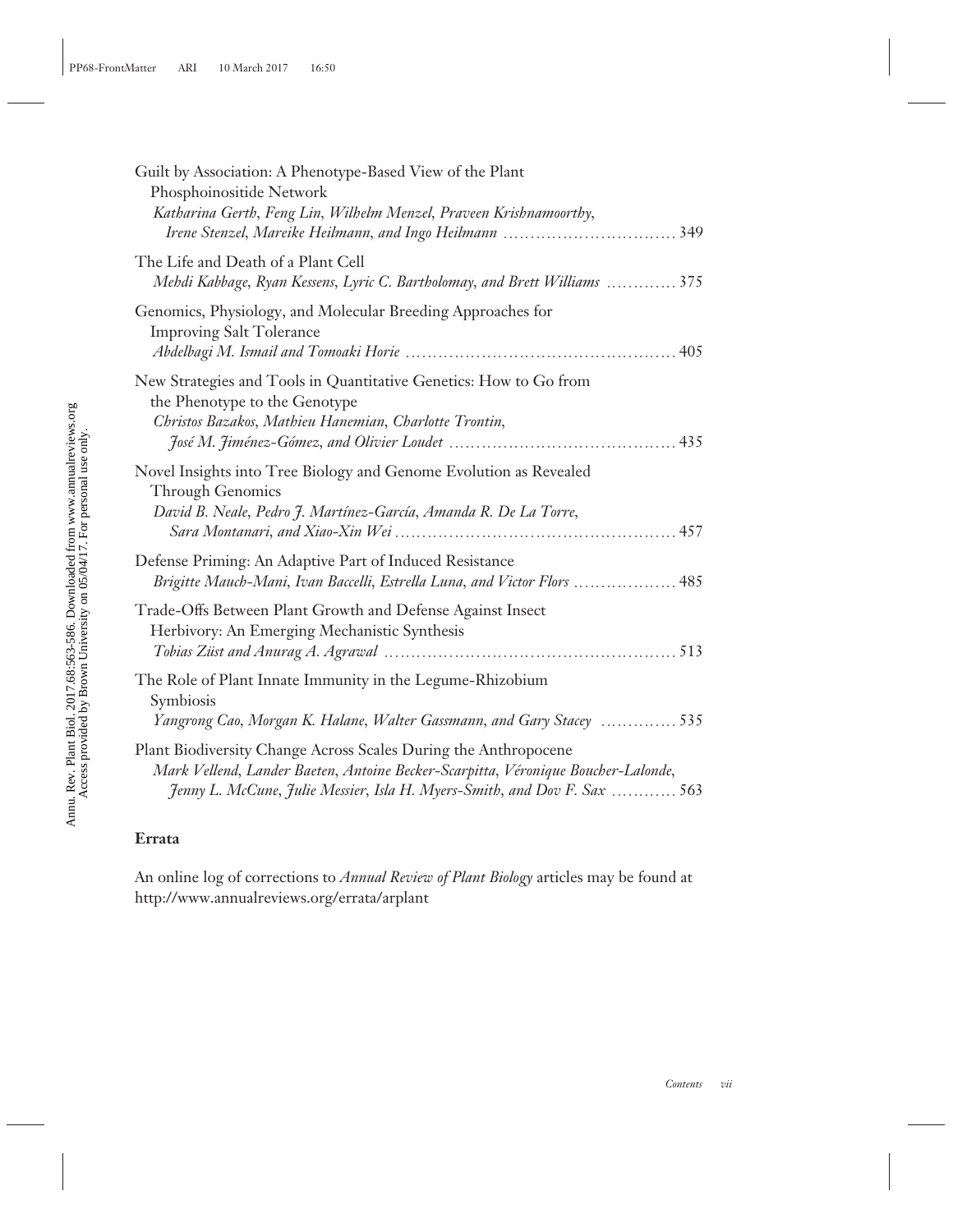Guilt by Association: A Phenotype-Based View of the Plant Phosphoinositide Network
*Katharina Gerth, Feng Lin, Wilhelm Menzel, Praveen Krishnamoorthy, Irene Stenzel, Mareike Heilmann, and Ingo Heilmann* ............................... 349

The Life and Death of a Plant Cell
*Mehdi Kabbage, Ryan Kessens, Lyric C. Bartholomay, and Brett Williams* ............. 375

Genomics, Physiology, and Molecular Breeding Approaches for Improving Salt Tolerance
*Abdelbagi M. Ismail and Tomoaki Horie* ............................................... 405

New Strategies and Tools in Quantitative Genetics: How to Go from the Phenotype to the Genotype
*Christos Bazakos, Mathieu Hanemian, Charlotte Trontin, José M. Jiménez-Gómez, and Olivier Loudet* ........................................ 435

Novel Insights into Tree Biology and Genome Evolution as Revealed Through Genomics
*David B. Neale, Pedro J. Martínez-García, Amanda R. De La Torre, Sara Montanari, and Xiao-Xin Wei* ............................................... 457

Defense Priming: An Adaptive Part of Induced Resistance
*Brigitte Mauch-Mani, Ivan Baccelli, Estrella Luna, and Victor Flors* .................. 485

Trade-Offs Between Plant Growth and Defense Against Insect Herbivory: An Emerging Mechanistic Synthesis
*Tobias Züst and Anurag A. Agrawal* ................................................... 513

The Role of Plant Innate Immunity in the Legume-Rhizobium Symbiosis
*Yangrong Cao, Morgan K. Halane, Walter Gassmann, and Gary Stacey* .............. 535

Plant Biodiversity Change Across Scales During the Anthropocene
*Mark Vellend, Lander Baeten, Antoine Becker-Scarpitta, Véronique Boucher-Lalonde, Jenny L. McCune, Julie Messier, Isla H. Myers-Smith, and Dov F. Sax* ............ 563

## Errata

An online log of corrections to *Annual Review of Plant Biology* articles may be found at http://www.annualreviews.org/errata/arplant